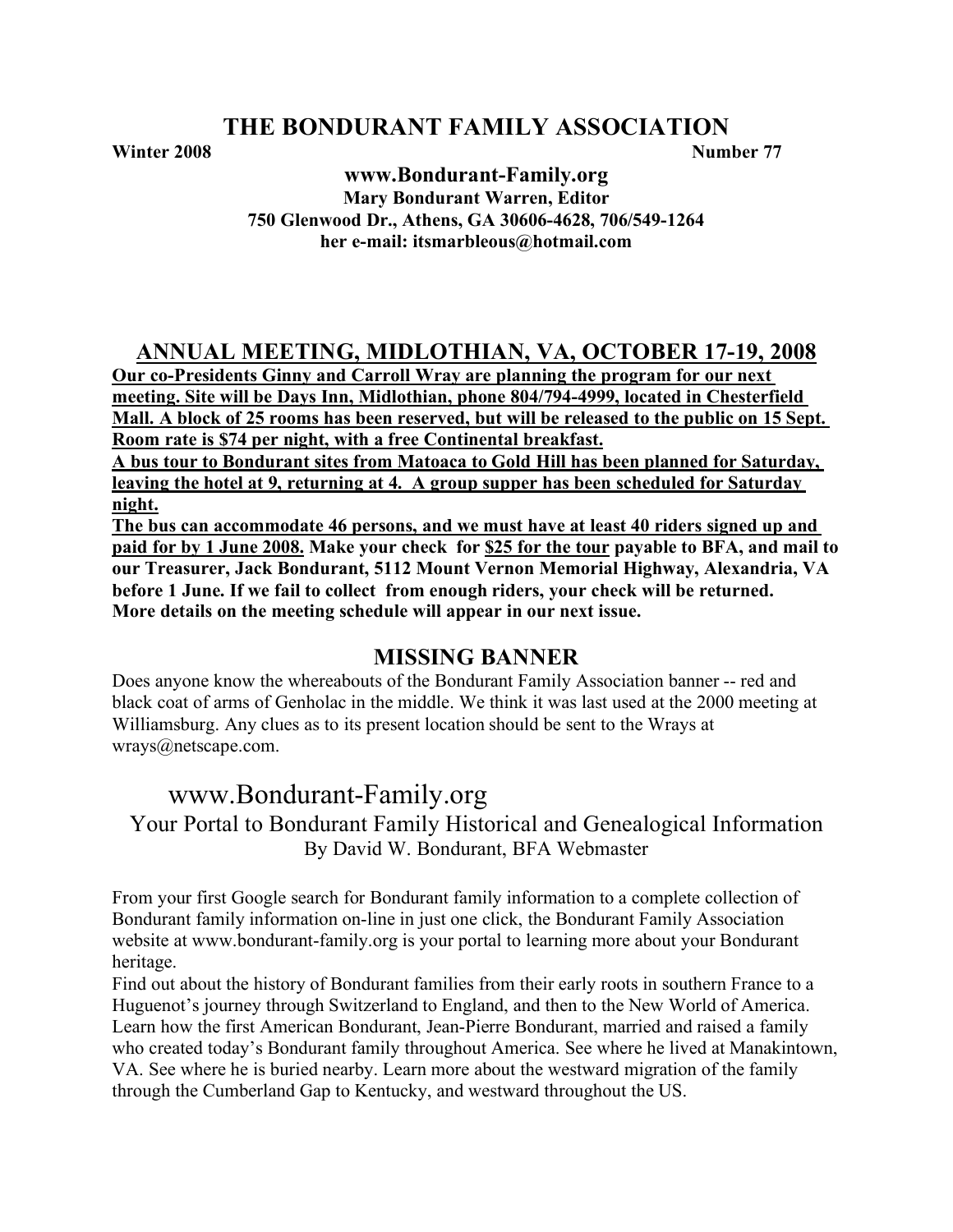# THE BONDURANT FAMILY ASSOCIATION

**Winter 2008** **Number 77**

**www.Bondurant-Family.org**
**Mary Bondurant Warren, Editor**
**750 Glenwood Dr., Athens, GA 30606-4628, 706/549-1264**
**her e-mail: itsmarbleous@hotmail.com**

## ANNUAL MEETING, MIDLOTHIAN, VA, OCTOBER 17-19, 2008

**Our co-Presidents Ginny and Carroll Wray are planning the program for our next meeting. Site will be Days Inn, Midlothian, phone 804/794-4999, located in Chesterfield Mall. A block of 25 rooms has been reserved, but will be released to the public on 15 Sept. Room rate is $74 per night, with a free Continental breakfast.**

**A bus tour to Bondurant sites from Matoaca to Gold Hill has been planned for Saturday, leaving the hotel at 9, returning at 4. A group supper has been scheduled for Saturday night.**

**The bus can accommodate 46 persons, and we must have at least 40 riders signed up and paid for by 1 June 2008. Make your check for $25 for the tour payable to BFA, and mail to our Treasurer, Jack Bondurant, 5112 Mount Vernon Memorial Highway, Alexandria, VA before 1 June. If we fail to collect from enough riders, your check will be returned. More details on the meeting schedule will appear in our next issue.**

## MISSING BANNER

Does anyone know the whereabouts of the Bondurant Family Association banner -- red and black coat of arms of Genholac in the middle. We think it was last used at the 2000 meeting at Williamsburg. Any clues as to its present location should be sent to the Wrays at wrays@netscape.com.

## www.Bondurant-Family.org

### Your Portal to Bondurant Family Historical and Genealogical Information

By David W. Bondurant, BFA Webmaster

From your first Google search for Bondurant family information to a complete collection of Bondurant family information on-line in just one click, the Bondurant Family Association website at www.bondurant-family.org is your portal to learning more about your Bondurant heritage.

Find out about the history of Bondurant families from their early roots in southern France to a Huguenot's journey through Switzerland to England, and then to the New World of America. Learn how the first American Bondurant, Jean-Pierre Bondurant, married and raised a family who created today's Bondurant family throughout America. See where he lived at Manakintown, VA. See where he is buried nearby. Learn more about the westward migration of the family through the Cumberland Gap to Kentucky, and westward throughout the US.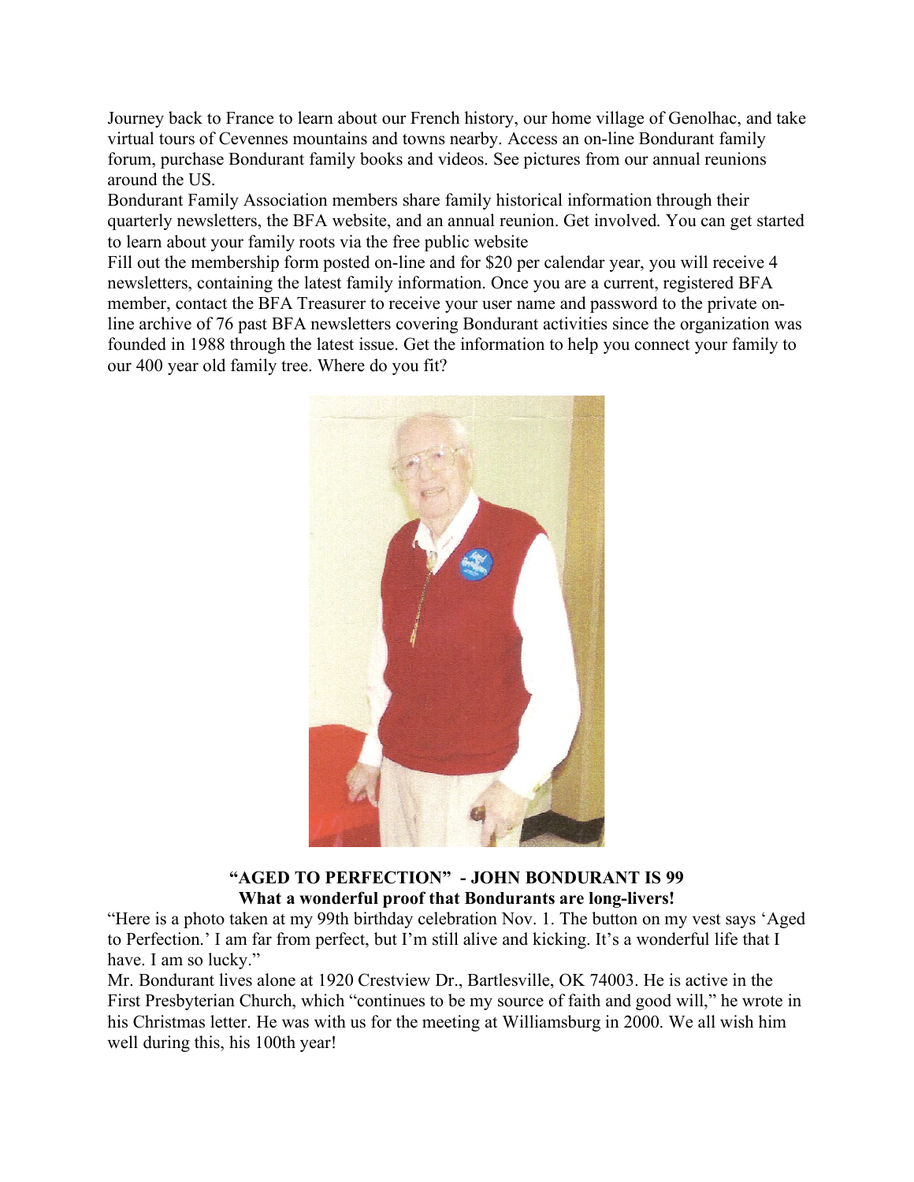Journey back to France to learn about our French history, our home village of Genolhac, and take virtual tours of Cevennes mountains and towns nearby. Access an on-line Bondurant family forum, purchase Bondurant family books and videos. See pictures from our annual reunions around the US.

Bondurant Family Association members share family historical information through their quarterly newsletters, the BFA website, and an annual reunion. Get involved. You can get started to learn about your family roots via the free public website

Fill out the membership form posted on-line and for $20 per calendar year, you will receive 4 newsletters, containing the latest family information. Once you are a current, registered BFA member, contact the BFA Treasurer to receive your user name and password to the private on-line archive of 76 past BFA newsletters covering Bondurant activities since the organization was founded in 1988 through the latest issue. Get the information to help you connect your family to our 400 year old family tree. Where do you fit?

**"AGED TO PERFECTION" - JOHN BONDURANT IS 99**

**What a wonderful proof that Bondurants are long-livers!**

"Here is a photo taken at my 99th birthday celebration Nov. 1. The button on my vest says 'Aged to Perfection.' I am far from perfect, but I'm still alive and kicking. It's a wonderful life that I have. I am so lucky."

Mr. Bondurant lives alone at 1920 Crestview Dr., Bartlesville, OK 74003. He is active in the First Presbyterian Church, which "continues to be my source of faith and good will," he wrote in his Christmas letter. He was with us for the meeting at Williamsburg in 2000. We all wish him well during this, his 100th year!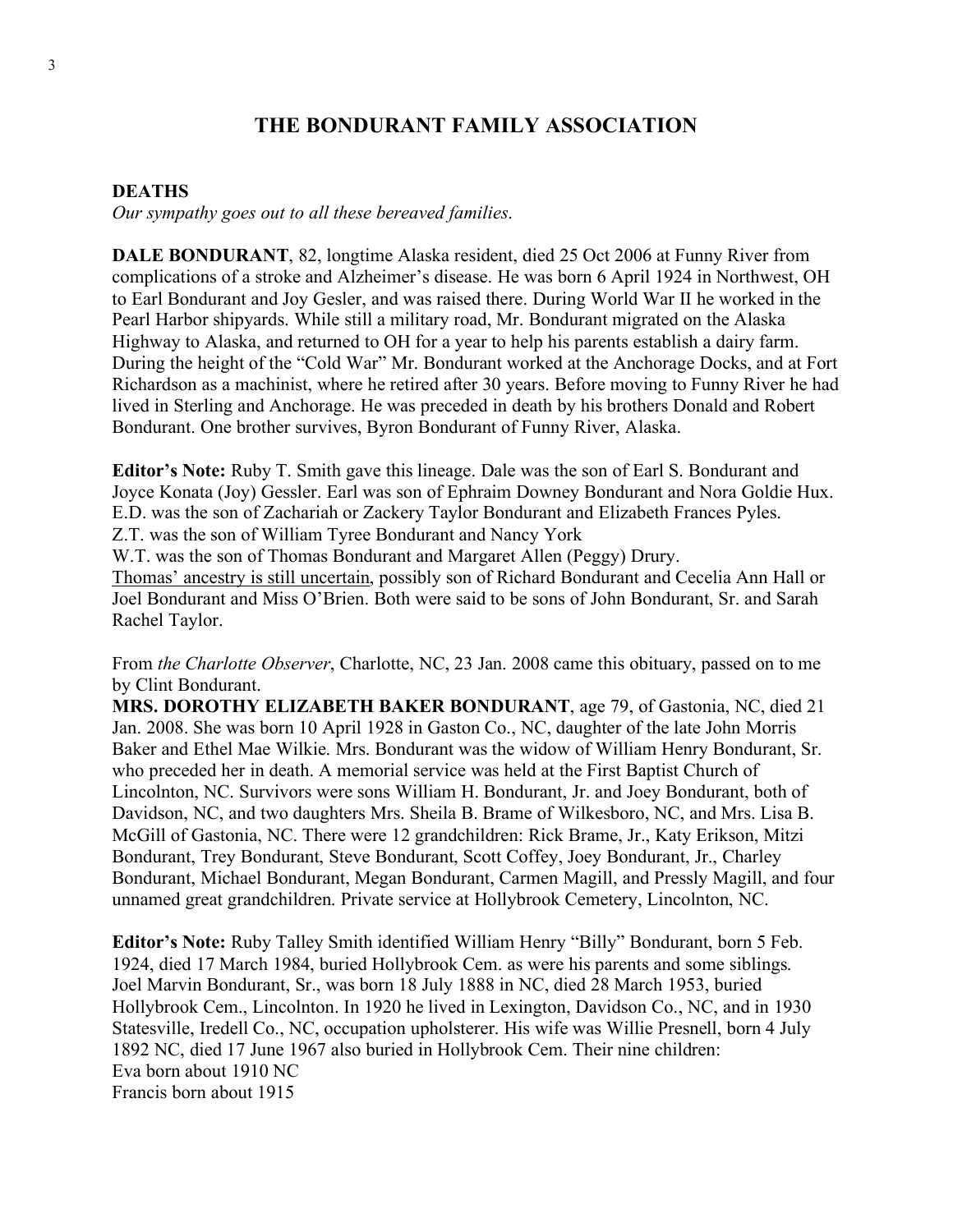## THE BONDURANT FAMILY ASSOCIATION

**DEATHS**

*Our sympathy goes out to all these bereaved families.*

**DALE BONDURANT**, 82, longtime Alaska resident, died 25 Oct 2006 at Funny River from complications of a stroke and Alzheimer's disease. He was born 6 April 1924 in Northwest, OH to Earl Bondurant and Joy Gesler, and was raised there. During World War II he worked in the Pearl Harbor shipyards. While still a military road, Mr. Bondurant migrated on the Alaska Highway to Alaska, and returned to OH for a year to help his parents establish a dairy farm. During the height of the "Cold War" Mr. Bondurant worked at the Anchorage Docks, and at Fort Richardson as a machinist, where he retired after 30 years. Before moving to Funny River he had lived in Sterling and Anchorage. He was preceded in death by his brothers Donald and Robert Bondurant. One brother survives, Byron Bondurant of Funny River, Alaska.

**Editor's Note:** Ruby T. Smith gave this lineage. Dale was the son of Earl S. Bondurant and Joyce Konata (Joy) Gessler. Earl was son of Ephraim Downey Bondurant and Nora Goldie Hux.
E.D. was the son of Zachariah or Zackery Taylor Bondurant and Elizabeth Frances Pyles.
Z.T. was the son of William Tyree Bondurant and Nancy York
W.T. was the son of Thomas Bondurant and Margaret Allen (Peggy) Drury.
Thomas' ancestry is still uncertain, possibly son of Richard Bondurant and Cecelia Ann Hall or Joel Bondurant and Miss O'Brien. Both were said to be sons of John Bondurant, Sr. and Sarah Rachel Taylor.

From *the Charlotte Observer*, Charlotte, NC, 23 Jan. 2008 came this obituary, passed on to me by Clint Bondurant.

**MRS. DOROTHY ELIZABETH BAKER BONDURANT**, age 79, of Gastonia, NC, died 21 Jan. 2008. She was born 10 April 1928 in Gaston Co., NC, daughter of the late John Morris Baker and Ethel Mae Wilkie. Mrs. Bondurant was the widow of William Henry Bondurant, Sr. who preceded her in death. A memorial service was held at the First Baptist Church of Lincolnton, NC. Survivors were sons William H. Bondurant, Jr. and Joey Bondurant, both of Davidson, NC, and two daughters Mrs. Sheila B. Brame of Wilkesboro, NC, and Mrs. Lisa B. McGill of Gastonia, NC. There were 12 grandchildren: Rick Brame, Jr., Katy Erikson, Mitzi Bondurant, Trey Bondurant, Steve Bondurant, Scott Coffey, Joey Bondurant, Jr., Charley Bondurant, Michael Bondurant, Megan Bondurant, Carmen Magill, and Pressly Magill, and four unnamed great grandchildren. Private service at Hollybrook Cemetery, Lincolnton, NC.

**Editor's Note:** Ruby Talley Smith identified William Henry "Billy" Bondurant, born 5 Feb. 1924, died 17 March 1984, buried Hollybrook Cem. as were his parents and some siblings. Joel Marvin Bondurant, Sr., was born 18 July 1888 in NC, died 28 March 1953, buried Hollybrook Cem., Lincolnton. In 1920 he lived in Lexington, Davidson Co., NC, and in 1930 Statesville, Iredell Co., NC, occupation upholsterer. His wife was Willie Presnell, born 4 July 1892 NC, died 17 June 1967 also buried in Hollybrook Cem. Their nine children:
Eva born about 1910 NC
Francis born about 1915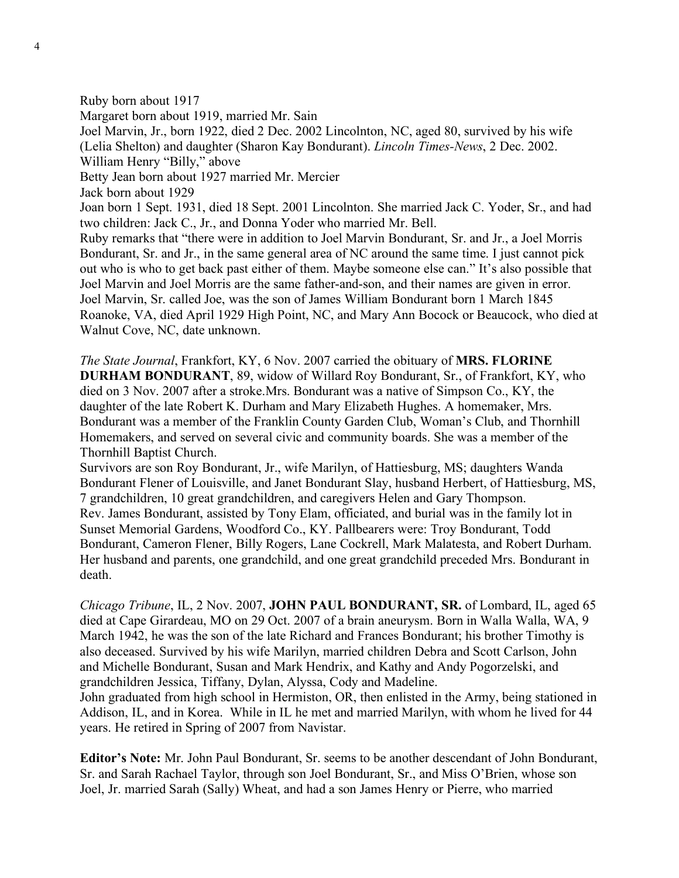Ruby born about 1917

Margaret born about 1919, married Mr. Sain

Joel Marvin, Jr., born 1922, died 2 Dec. 2002 Lincolnton, NC, aged 80, survived by his wife (Lelia Shelton) and daughter (Sharon Kay Bondurant). *Lincoln Times-News*, 2 Dec. 2002.

William Henry "Billy," above

Betty Jean born about 1927 married Mr. Mercier

Jack born about 1929

Joan born 1 Sept. 1931, died 18 Sept. 2001 Lincolnton. She married Jack C. Yoder, Sr., and had two children: Jack C., Jr., and Donna Yoder who married Mr. Bell.

Ruby remarks that "there were in addition to Joel Marvin Bondurant, Sr. and Jr., a Joel Morris Bondurant, Sr. and Jr., in the same general area of NC around the same time. I just cannot pick out who is who to get back past either of them. Maybe someone else can." It's also possible that Joel Marvin and Joel Morris are the same father-and-son, and their names are given in error.

Joel Marvin, Sr. called Joe, was the son of James William Bondurant born 1 March 1845 Roanoke, VA, died April 1929 High Point, NC, and Mary Ann Bocock or Beaucock, who died at Walnut Cove, NC, date unknown.

*The State Journal*, Frankfort, KY, 6 Nov. 2007 carried the obituary of **MRS. FLORINE DURHAM BONDURANT**, 89, widow of Willard Roy Bondurant, Sr., of Frankfort, KY, who died on 3 Nov. 2007 after a stroke.Mrs. Bondurant was a native of Simpson Co., KY, the daughter of the late Robert K. Durham and Mary Elizabeth Hughes. A homemaker, Mrs. Bondurant was a member of the Franklin County Garden Club, Woman's Club, and Thornhill Homemakers, and served on several civic and community boards. She was a member of the Thornhill Baptist Church.

Survivors are son Roy Bondurant, Jr., wife Marilyn, of Hattiesburg, MS; daughters Wanda Bondurant Flener of Louisville, and Janet Bondurant Slay, husband Herbert, of Hattiesburg, MS, 7 grandchildren, 10 great grandchildren, and caregivers Helen and Gary Thompson.

Rev. James Bondurant, assisted by Tony Elam, officiated, and burial was in the family lot in Sunset Memorial Gardens, Woodford Co., KY. Pallbearers were: Troy Bondurant, Todd Bondurant, Cameron Flener, Billy Rogers, Lane Cockrell, Mark Malatesta, and Robert Durham. Her husband and parents, one grandchild, and one great grandchild preceded Mrs. Bondurant in death.

*Chicago Tribune*, IL, 2 Nov. 2007, **JOHN PAUL BONDURANT, SR.** of Lombard, IL, aged 65 died at Cape Girardeau, MO on 29 Oct. 2007 of a brain aneurysm. Born in Walla Walla, WA, 9 March 1942, he was the son of the late Richard and Frances Bondurant; his brother Timothy is also deceased. Survived by his wife Marilyn, married children Debra and Scott Carlson, John and Michelle Bondurant, Susan and Mark Hendrix, and Kathy and Andy Pogorzelski, and grandchildren Jessica, Tiffany, Dylan, Alyssa, Cody and Madeline.

John graduated from high school in Hermiston, OR, then enlisted in the Army, being stationed in Addison, IL, and in Korea. While in IL he met and married Marilyn, with whom he lived for 44 years. He retired in Spring of 2007 from Navistar.

**Editor's Note:** Mr. John Paul Bondurant, Sr. seems to be another descendant of John Bondurant, Sr. and Sarah Rachael Taylor, through son Joel Bondurant, Sr., and Miss O'Brien, whose son Joel, Jr. married Sarah (Sally) Wheat, and had a son James Henry or Pierre, who married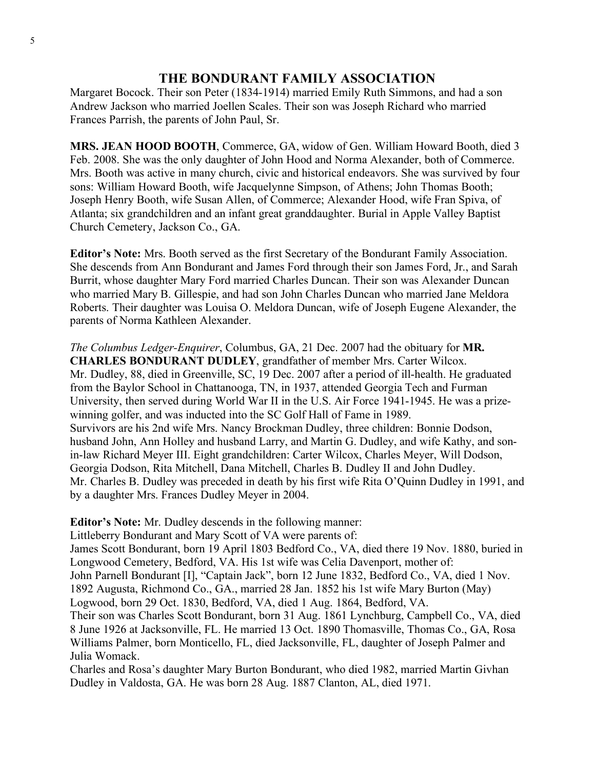Margaret Bocock. Their son Peter (1834-1914) married Emily Ruth Simmons, and had a son Andrew Jackson who married Joellen Scales. Their son was Joseph Richard who married Frances Parrish, the parents of John Paul, Sr.

**MRS. JEAN HOOD BOOTH**, Commerce, GA, widow of Gen. William Howard Booth, died 3 Feb. 2008. She was the only daughter of John Hood and Norma Alexander, both of Commerce. Mrs. Booth was active in many church, civic and historical endeavors. She was survived by four sons: William Howard Booth, wife Jacquelynne Simpson, of Athens; John Thomas Booth; Joseph Henry Booth, wife Susan Allen, of Commerce; Alexander Hood, wife Fran Spiva, of Atlanta; six grandchildren and an infant great granddaughter. Burial in Apple Valley Baptist Church Cemetery, Jackson Co., GA.

**Editor's Note:** Mrs. Booth served as the first Secretary of the Bondurant Family Association. She descends from Ann Bondurant and James Ford through their son James Ford, Jr., and Sarah Burrit, whose daughter Mary Ford married Charles Duncan. Their son was Alexander Duncan who married Mary B. Gillespie, and had son John Charles Duncan who married Jane Meldora Roberts. Their daughter was Louisa O. Meldora Duncan, wife of Joseph Eugene Alexander, the parents of Norma Kathleen Alexander.

*The Columbus Ledger-Enquirer*, Columbus, GA, 21 Dec. 2007 had the obituary for **MR. CHARLES BONDURANT DUDLEY**, grandfather of member Mrs. Carter Wilcox.
Mr. Dudley, 88, died in Greenville, SC, 19 Dec. 2007 after a period of ill-health. He graduated from the Baylor School in Chattanooga, TN, in 1937, attended Georgia Tech and Furman University, then served during World War II in the U.S. Air Force 1941-1945. He was a prize-winning golfer, and was inducted into the SC Golf Hall of Fame in 1989.
Survivors are his 2nd wife Mrs. Nancy Brockman Dudley, three children: Bonnie Dodson, husband John, Ann Holley and husband Larry, and Martin G. Dudley, and wife Kathy, and son-in-law Richard Meyer III. Eight grandchildren: Carter Wilcox, Charles Meyer, Will Dodson, Georgia Dodson, Rita Mitchell, Dana Mitchell, Charles B. Dudley II and John Dudley.
Mr. Charles B. Dudley was preceded in death by his first wife Rita O'Quinn Dudley in 1991, and by a daughter Mrs. Frances Dudley Meyer in 2004.

**Editor's Note:** Mr. Dudley descends in the following manner:
Littleberry Bondurant and Mary Scott of VA were parents of:
James Scott Bondurant, born 19 April 1803 Bedford Co., VA, died there 19 Nov. 1880, buried in Longwood Cemetery, Bedford, VA. His 1st wife was Celia Davenport, mother of:
John Parnell Bondurant [I], "Captain Jack", born 12 June 1832, Bedford Co., VA, died 1 Nov. 1892 Augusta, Richmond Co., GA., married 28 Jan. 1852 his 1st wife Mary Burton (May) Logwood, born 29 Oct. 1830, Bedford, VA, died 1 Aug. 1864, Bedford, VA.
Their son was Charles Scott Bondurant, born 31 Aug. 1861 Lynchburg, Campbell Co., VA, died 8 June 1926 at Jacksonville, FL. He married 13 Oct. 1890 Thomasville, Thomas Co., GA, Rosa Williams Palmer, born Monticello, FL, died Jacksonville, FL, daughter of Joseph Palmer and Julia Womack.
Charles and Rosa's daughter Mary Burton Bondurant, who died 1982, married Martin Givhan Dudley in Valdosta, GA. He was born 28 Aug. 1887 Clanton, AL, died 1971.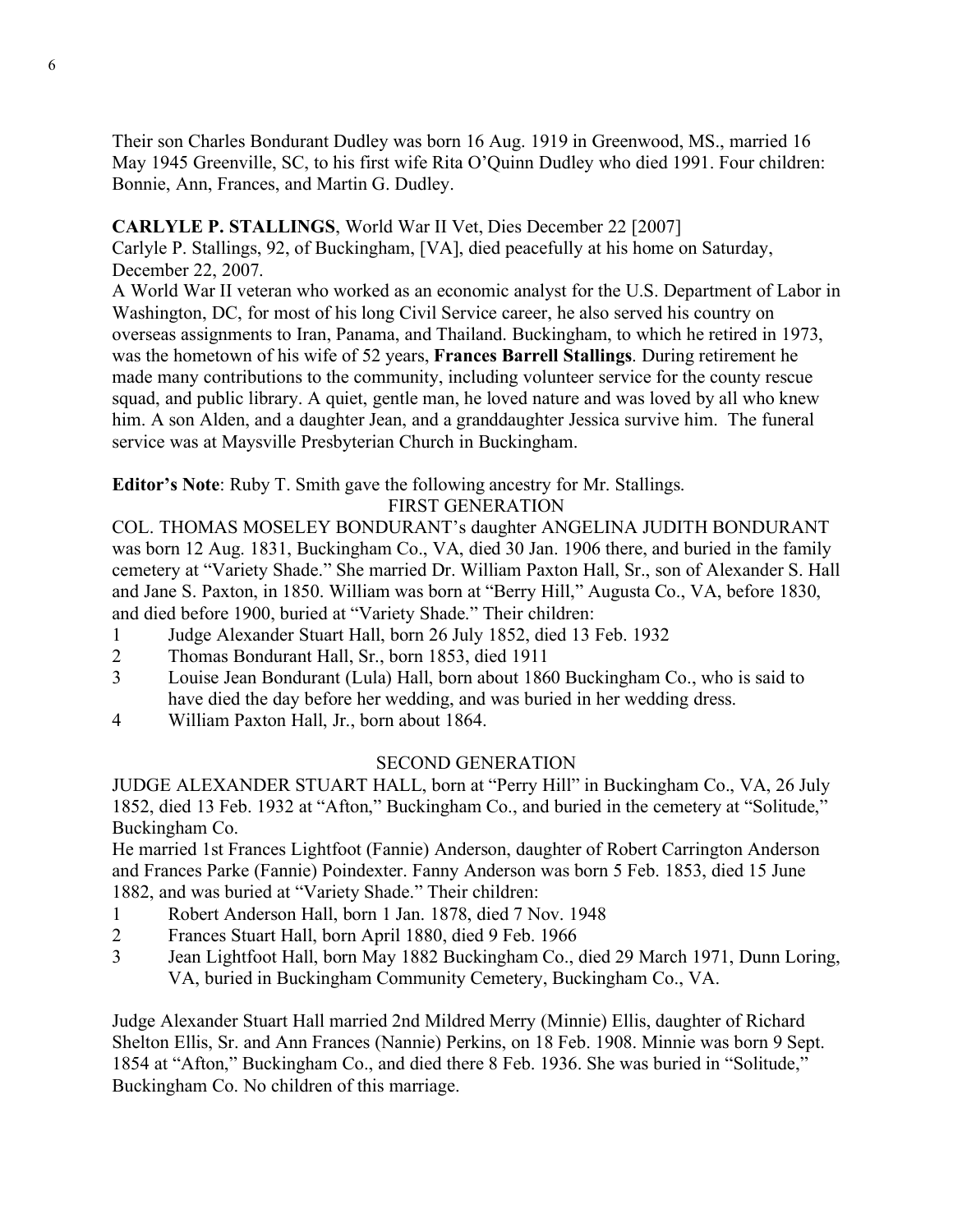Their son Charles Bondurant Dudley was born 16 Aug. 1919 in Greenwood, MS., married 16 May 1945 Greenville, SC, to his first wife Rita O'Quinn Dudley who died 1991. Four children: Bonnie, Ann, Frances, and Martin G. Dudley.

**CARLYLE P. STALLINGS**, World War II Vet, Dies December 22 [2007]

Carlyle P. Stallings, 92, of Buckingham, [VA], died peacefully at his home on Saturday, December 22, 2007.

A World War II veteran who worked as an economic analyst for the U.S. Department of Labor in Washington, DC, for most of his long Civil Service career, he also served his country on overseas assignments to Iran, Panama, and Thailand. Buckingham, to which he retired in 1973, was the hometown of his wife of 52 years, **Frances Barrell Stallings**. During retirement he made many contributions to the community, including volunteer service for the county rescue squad, and public library. A quiet, gentle man, he loved nature and was loved by all who knew him. A son Alden, and a daughter Jean, and a granddaughter Jessica survive him. The funeral service was at Maysville Presbyterian Church in Buckingham.

**Editor's Note**: Ruby T. Smith gave the following ancestry for Mr. Stallings.

FIRST GENERATION

COL. THOMAS MOSELEY BONDURANT's daughter ANGELINA JUDITH BONDURANT was born 12 Aug. 1831, Buckingham Co., VA, died 30 Jan. 1906 there, and buried in the family cemetery at "Variety Shade." She married Dr. William Paxton Hall, Sr., son of Alexander S. Hall and Jane S. Paxton, in 1850. William was born at "Berry Hill," Augusta Co., VA, before 1830, and died before 1900, buried at "Variety Shade." Their children:

1 Judge Alexander Stuart Hall, born 26 July 1852, died 13 Feb. 1932
2 Thomas Bondurant Hall, Sr., born 1853, died 1911
3 Louise Jean Bondurant (Lula) Hall, born about 1860 Buckingham Co., who is said to have died the day before her wedding, and was buried in her wedding dress.
4 William Paxton Hall, Jr., born about 1864.

SECOND GENERATION

JUDGE ALEXANDER STUART HALL, born at "Perry Hill" in Buckingham Co., VA, 26 July 1852, died 13 Feb. 1932 at "Afton," Buckingham Co., and buried in the cemetery at "Solitude," Buckingham Co.

He married 1st Frances Lightfoot (Fannie) Anderson, daughter of Robert Carrington Anderson and Frances Parke (Fannie) Poindexter. Fanny Anderson was born 5 Feb. 1853, died 15 June 1882, and was buried at "Variety Shade." Their children:

1 Robert Anderson Hall, born 1 Jan. 1878, died 7 Nov. 1948
2 Frances Stuart Hall, born April 1880, died 9 Feb. 1966
3 Jean Lightfoot Hall, born May 1882 Buckingham Co., died 29 March 1971, Dunn Loring, VA, buried in Buckingham Community Cemetery, Buckingham Co., VA.

Judge Alexander Stuart Hall married 2nd Mildred Merry (Minnie) Ellis, daughter of Richard Shelton Ellis, Sr. and Ann Frances (Nannie) Perkins, on 18 Feb. 1908. Minnie was born 9 Sept. 1854 at "Afton," Buckingham Co., and died there 8 Feb. 1936. She was buried in "Solitude," Buckingham Co. No children of this marriage.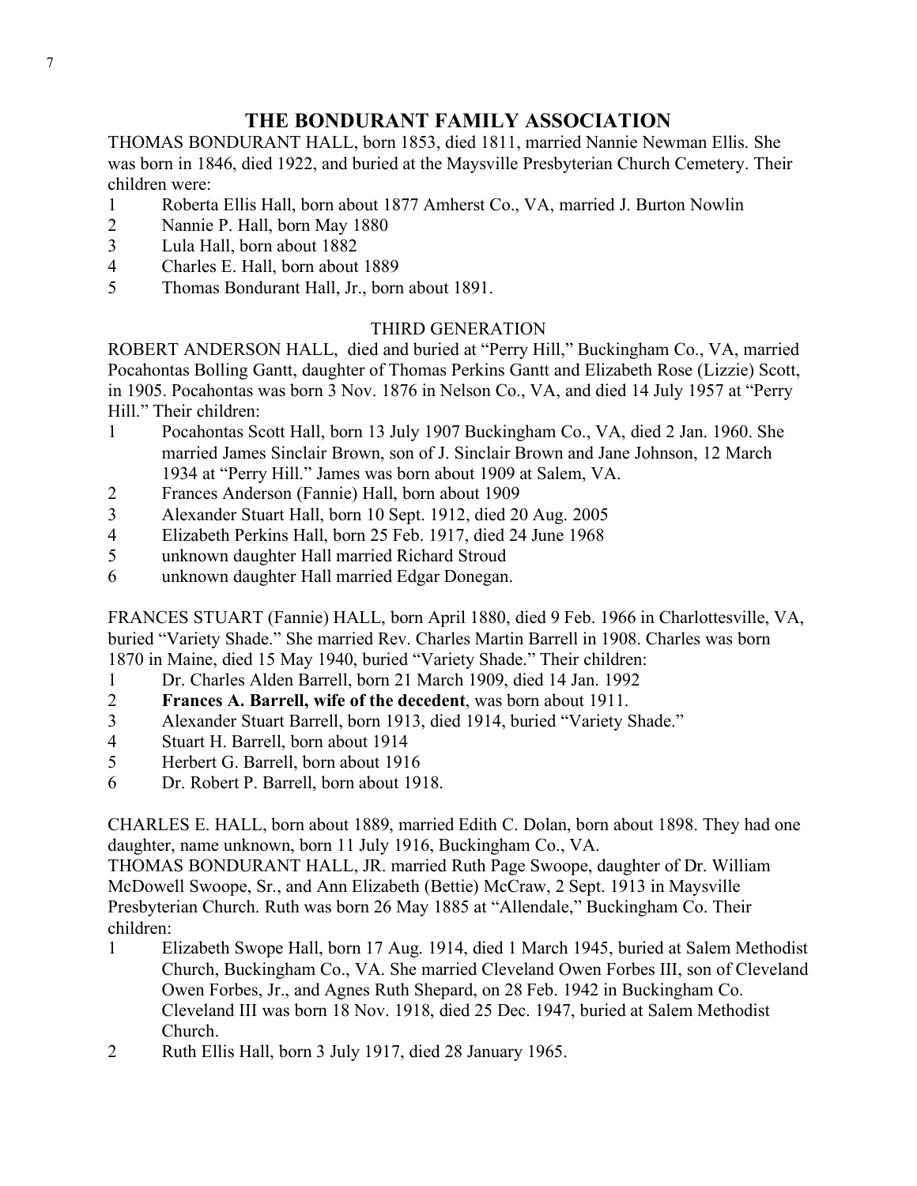# THE BONDURANT FAMILY ASSOCIATION

THOMAS BONDURANT HALL, born 1853, died 1811, married Nannie Newman Ellis. She was born in 1846, died 1922, and buried at the Maysville Presbyterian Church Cemetery. Their children were:

1 Roberta Ellis Hall, born about 1877 Amherst Co., VA, married J. Burton Nowlin
2 Nannie P. Hall, born May 1880
3 Lula Hall, born about 1882
4 Charles E. Hall, born about 1889
5 Thomas Bondurant Hall, Jr., born about 1891.

THIRD GENERATION

ROBERT ANDERSON HALL, died and buried at "Perry Hill," Buckingham Co., VA, married Pocahontas Bolling Gantt, daughter of Thomas Perkins Gantt and Elizabeth Rose (Lizzie) Scott, in 1905. Pocahontas was born 3 Nov. 1876 in Nelson Co., VA, and died 14 July 1957 at "Perry Hill." Their children:

1 Pocahontas Scott Hall, born 13 July 1907 Buckingham Co., VA, died 2 Jan. 1960. She married James Sinclair Brown, son of J. Sinclair Brown and Jane Johnson, 12 March 1934 at "Perry Hill." James was born about 1909 at Salem, VA.
2 Frances Anderson (Fannie) Hall, born about 1909
3 Alexander Stuart Hall, born 10 Sept. 1912, died 20 Aug. 2005
4 Elizabeth Perkins Hall, born 25 Feb. 1917, died 24 June 1968
5 unknown daughter Hall married Richard Stroud
6 unknown daughter Hall married Edgar Donegan.

FRANCES STUART (Fannie) HALL, born April 1880, died 9 Feb. 1966 in Charlottesville, VA, buried "Variety Shade." She married Rev. Charles Martin Barrell in 1908. Charles was born 1870 in Maine, died 15 May 1940, buried "Variety Shade." Their children:

1 Dr. Charles Alden Barrell, born 21 March 1909, died 14 Jan. 1992
2 **Frances A. Barrell, wife of the decedent**, was born about 1911.
3 Alexander Stuart Barrell, born 1913, died 1914, buried "Variety Shade."
4 Stuart H. Barrell, born about 1914
5 Herbert G. Barrell, born about 1916
6 Dr. Robert P. Barrell, born about 1918.

CHARLES E. HALL, born about 1889, married Edith C. Dolan, born about 1898. They had one daughter, name unknown, born 11 July 1916, Buckingham Co., VA.

THOMAS BONDURANT HALL, JR. married Ruth Page Swoope, daughter of Dr. William McDowell Swoope, Sr., and Ann Elizabeth (Bettie) McCraw, 2 Sept. 1913 in Maysville Presbyterian Church. Ruth was born 26 May 1885 at "Allendale," Buckingham Co. Their children:

1 Elizabeth Swope Hall, born 17 Aug. 1914, died 1 March 1945, buried at Salem Methodist Church, Buckingham Co., VA. She married Cleveland Owen Forbes III, son of Cleveland Owen Forbes, Jr., and Agnes Ruth Shepard, on 28 Feb. 1942 in Buckingham Co. Cleveland III was born 18 Nov. 1918, died 25 Dec. 1947, buried at Salem Methodist Church.
2 Ruth Ellis Hall, born 3 July 1917, died 28 January 1965.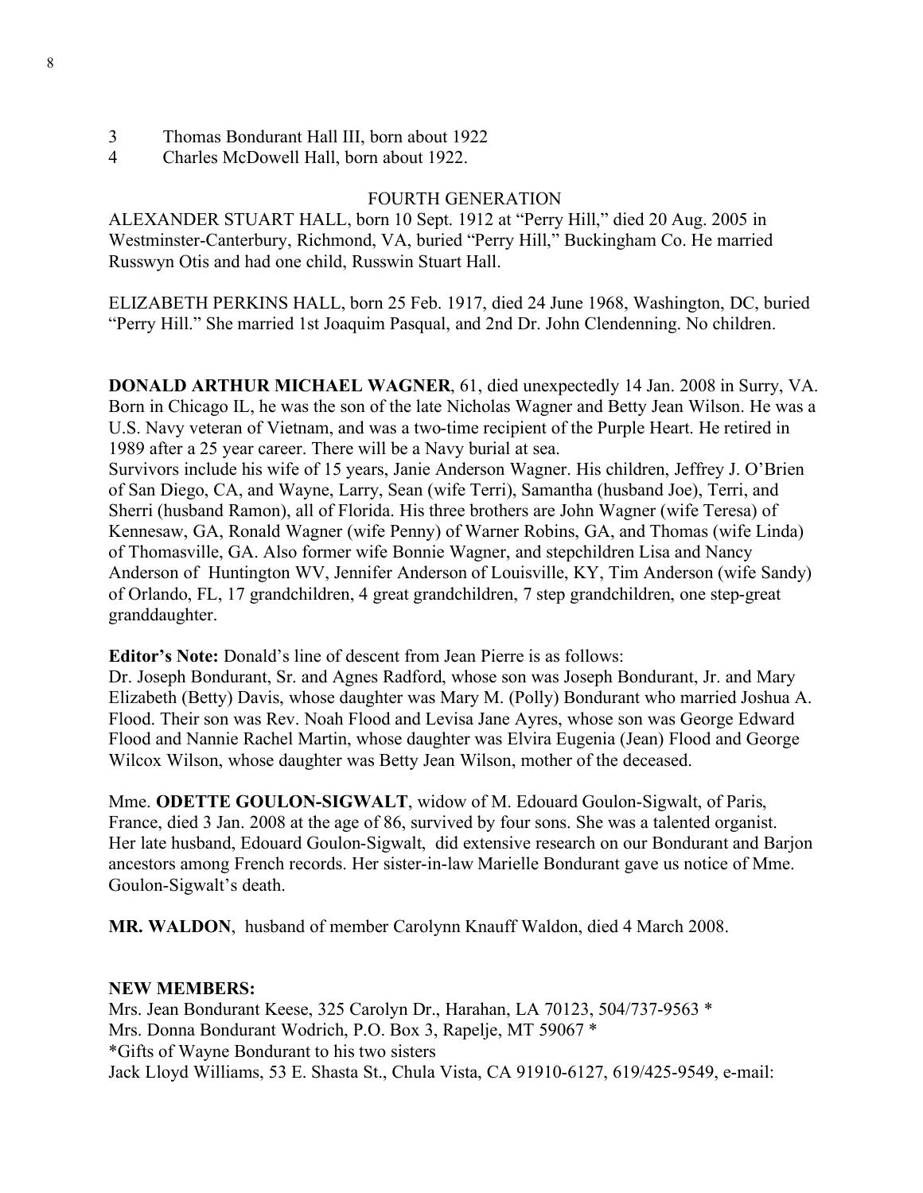3 Thomas Bondurant Hall III, born about 1922
4 Charles McDowell Hall, born about 1922.

FOURTH GENERATION

ALEXANDER STUART HALL, born 10 Sept. 1912 at "Perry Hill," died 20 Aug. 2005 in Westminster-Canterbury, Richmond, VA, buried "Perry Hill," Buckingham Co. He married Russwyn Otis and had one child, Russwin Stuart Hall.

ELIZABETH PERKINS HALL, born 25 Feb. 1917, died 24 June 1968, Washington, DC, buried "Perry Hill." She married 1st Joaquim Pasqual, and 2nd Dr. John Clendenning. No children.

**DONALD ARTHUR MICHAEL WAGNER**, 61, died unexpectedly 14 Jan. 2008 in Surry, VA. Born in Chicago IL, he was the son of the late Nicholas Wagner and Betty Jean Wilson. He was a U.S. Navy veteran of Vietnam, and was a two-time recipient of the Purple Heart. He retired in 1989 after a 25 year career. There will be a Navy burial at sea.
Survivors include his wife of 15 years, Janie Anderson Wagner. His children, Jeffrey J. O'Brien of San Diego, CA, and Wayne, Larry, Sean (wife Terri), Samantha (husband Joe), Terri, and Sherri (husband Ramon), all of Florida. His three brothers are John Wagner (wife Teresa) of Kennesaw, GA, Ronald Wagner (wife Penny) of Warner Robins, GA, and Thomas (wife Linda) of Thomasville, GA. Also former wife Bonnie Wagner, and stepchildren Lisa and Nancy Anderson of Huntington WV, Jennifer Anderson of Louisville, KY, Tim Anderson (wife Sandy) of Orlando, FL, 17 grandchildren, 4 great grandchildren, 7 step grandchildren, one step-great granddaughter.

**Editor's Note:** Donald's line of descent from Jean Pierre is as follows:
Dr. Joseph Bondurant, Sr. and Agnes Radford, whose son was Joseph Bondurant, Jr. and Mary Elizabeth (Betty) Davis, whose daughter was Mary M. (Polly) Bondurant who married Joshua A. Flood. Their son was Rev. Noah Flood and Levisa Jane Ayres, whose son was George Edward Flood and Nannie Rachel Martin, whose daughter was Elvira Eugenia (Jean) Flood and George Wilcox Wilson, whose daughter was Betty Jean Wilson, mother of the deceased.

Mme. **ODETTE GOULON-SIGWALT**, widow of M. Edouard Goulon-Sigwalt, of Paris, France, died 3 Jan. 2008 at the age of 86, survived by four sons. She was a talented organist. Her late husband, Edouard Goulon-Sigwalt, did extensive research on our Bondurant and Barjon ancestors among French records. Her sister-in-law Marielle Bondurant gave us notice of Mme. Goulon-Sigwalt's death.

**MR. WALDON**, husband of member Carolynn Knauff Waldon, died 4 March 2008.

**NEW MEMBERS:**

Mrs. Jean Bondurant Keese, 325 Carolyn Dr., Harahan, LA 70123, 504/737-9563 *
Mrs. Donna Bondurant Wodrich, P.O. Box 3, Rapelje, MT 59067 *
*Gifts of Wayne Bondurant to his two sisters
Jack Lloyd Williams, 53 E. Shasta St., Chula Vista, CA 91910-6127, 619/425-9549, e-mail: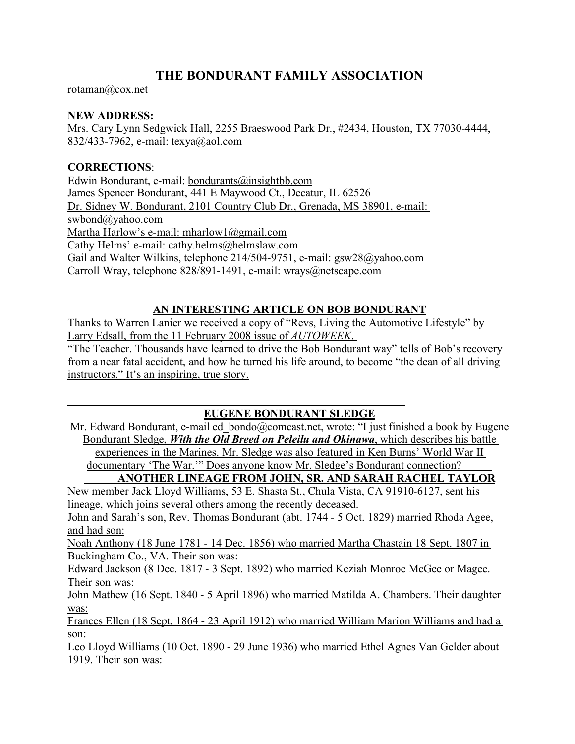# THE BONDURANT FAMILY ASSOCIATION

rotaman@cox.net

**NEW ADDRESS:**

Mrs. Cary Lynn Sedgwick Hall, 2255 Braeswood Park Dr., #2434, Houston, TX 77030-4444, 832/433-7962, e-mail: texya@aol.com

**CORRECTIONS**:

Edwin Bondurant, e-mail: bondurants@insightbb.com
James Spencer Bondurant, 441 E Maywood Ct., Decatur, IL 62526
Dr. Sidney W. Bondurant, 2101 Country Club Dr., Grenada, MS 38901, e-mail: swbond@yahoo.com
Martha Harlow's e-mail: mharlow1@gmail.com
Cathy Helms' e-mail: cathy.helms@helmslaw.com
Gail and Walter Wilkins, telephone 214/504-9751, e-mail: gsw28@yahoo.com
Carroll Wray, telephone 828/891-1491, e-mail: wrays@netscape.com

---

## AN INTERESTING ARTICLE ON BOB BONDURANT

Thanks to Warren Lanier we received a copy of "Revs, Living the Automotive Lifestyle" by Larry Edsall, from the 11 February 2008 issue of *AUTOWEEK*.

"The Teacher. Thousands have learned to drive the Bob Bondurant way" tells of Bob's recovery from a near fatal accident, and how he turned his life around, to become "the dean of all driving instructors." It's an inspiring, true story.

---

## EUGENE BONDURANT SLEDGE

Mr. Edward Bondurant, e-mail ed_bondo@comcast.net, wrote: "I just finished a book by Eugene Bondurant Sledge, ***With the Old Breed on Peleilu and Okinawa***, which describes his battle experiences in the Marines. Mr. Sledge was also featured in Ken Burns' World War II documentary 'The War.'" Does anyone know Mr. Sledge's Bondurant connection?

## ANOTHER LINEAGE FROM JOHN, SR. AND SARAH RACHEL TAYLOR

New member Jack Lloyd Williams, 53 E. Shasta St., Chula Vista, CA 91910-6127, sent his lineage, which joins several others among the recently deceased.

John and Sarah's son, Rev. Thomas Bondurant (abt. 1744 - 5 Oct. 1829) married Rhoda Agee, and had son:

Noah Anthony (18 June 1781 - 14 Dec. 1856) who married Martha Chastain 18 Sept. 1807 in Buckingham Co., VA. Their son was:

Edward Jackson (8 Dec. 1817 - 3 Sept. 1892) who married Keziah Monroe McGee or Magee. Their son was:

John Mathew (16 Sept. 1840 - 5 April 1896) who married Matilda A. Chambers. Their daughter was:

Frances Ellen (18 Sept. 1864 - 23 April 1912) who married William Marion Williams and had a son:

Leo Lloyd Williams (10 Oct. 1890 - 29 June 1936) who married Ethel Agnes Van Gelder about 1919. Their son was: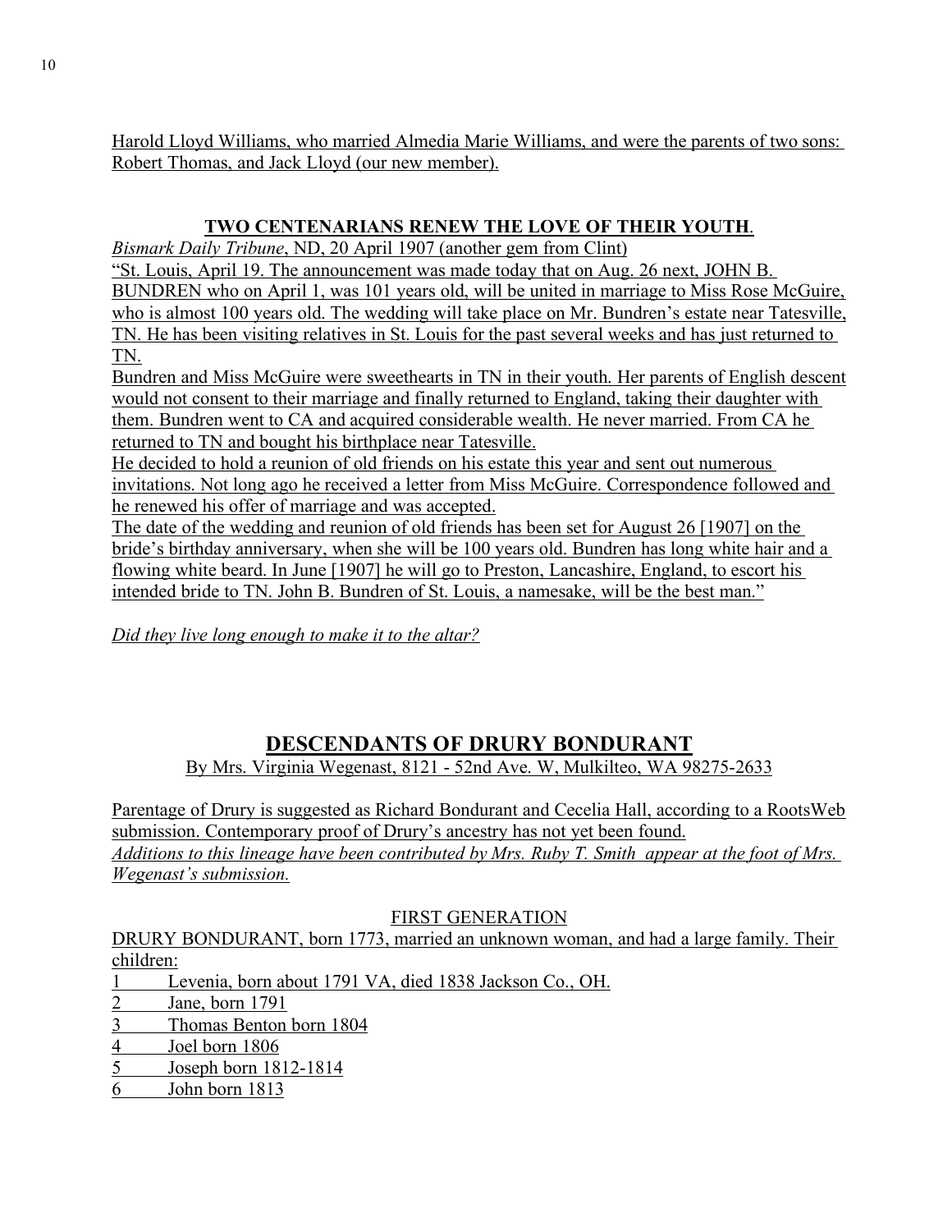Harold Lloyd Williams, who married Almedia Marie Williams, and were the parents of two sons: Robert Thomas, and Jack Lloyd (our new member).

## TWO CENTENARIANS RENEW THE LOVE OF THEIR YOUTH.

*Bismark Daily Tribune*, ND, 20 April 1907 (another gem from Clint)

"St. Louis, April 19. The announcement was made today that on Aug. 26 next, JOHN B. BUNDREN who on April 1, was 101 years old, will be united in marriage to Miss Rose McGuire, who is almost 100 years old. The wedding will take place on Mr. Bundren's estate near Tatesville, TN. He has been visiting relatives in St. Louis for the past several weeks and has just returned to TN.

Bundren and Miss McGuire were sweethearts in TN in their youth. Her parents of English descent would not consent to their marriage and finally returned to England, taking their daughter with them. Bundren went to CA and acquired considerable wealth. He never married. From CA he returned to TN and bought his birthplace near Tatesville.

He decided to hold a reunion of old friends on his estate this year and sent out numerous invitations. Not long ago he received a letter from Miss McGuire. Correspondence followed and he renewed his offer of marriage and was accepted.

The date of the wedding and reunion of old friends has been set for August 26 [1907] on the bride's birthday anniversary, when she will be 100 years old. Bundren has long white hair and a flowing white beard. In June [1907] he will go to Preston, Lancashire, England, to escort his intended bride to TN. John B. Bundren of St. Louis, a namesake, will be the best man."

*Did they live long enough to make it to the altar?*

## DESCENDANTS OF DRURY BONDURANT

By Mrs. Virginia Wegenast, 8121 - 52nd Ave. W, Mulkilteo, WA 98275-2633

Parentage of Drury is suggested as Richard Bondurant and Cecelia Hall, according to a RootsWeb submission. Contemporary proof of Drury's ancestry has not yet been found.

*Additions to this lineage have been contributed by Mrs. Ruby T. Smith appear at the foot of Mrs. Wegenast's submission.*

### FIRST GENERATION

DRURY BONDURANT, born 1773, married an unknown woman, and had a large family. Their children:

1 Levenia, born about 1791 VA, died 1838 Jackson Co., OH.
2 Jane, born 1791
3 Thomas Benton born 1804
4 Joel born 1806
5 Joseph born 1812-1814
6 John born 1813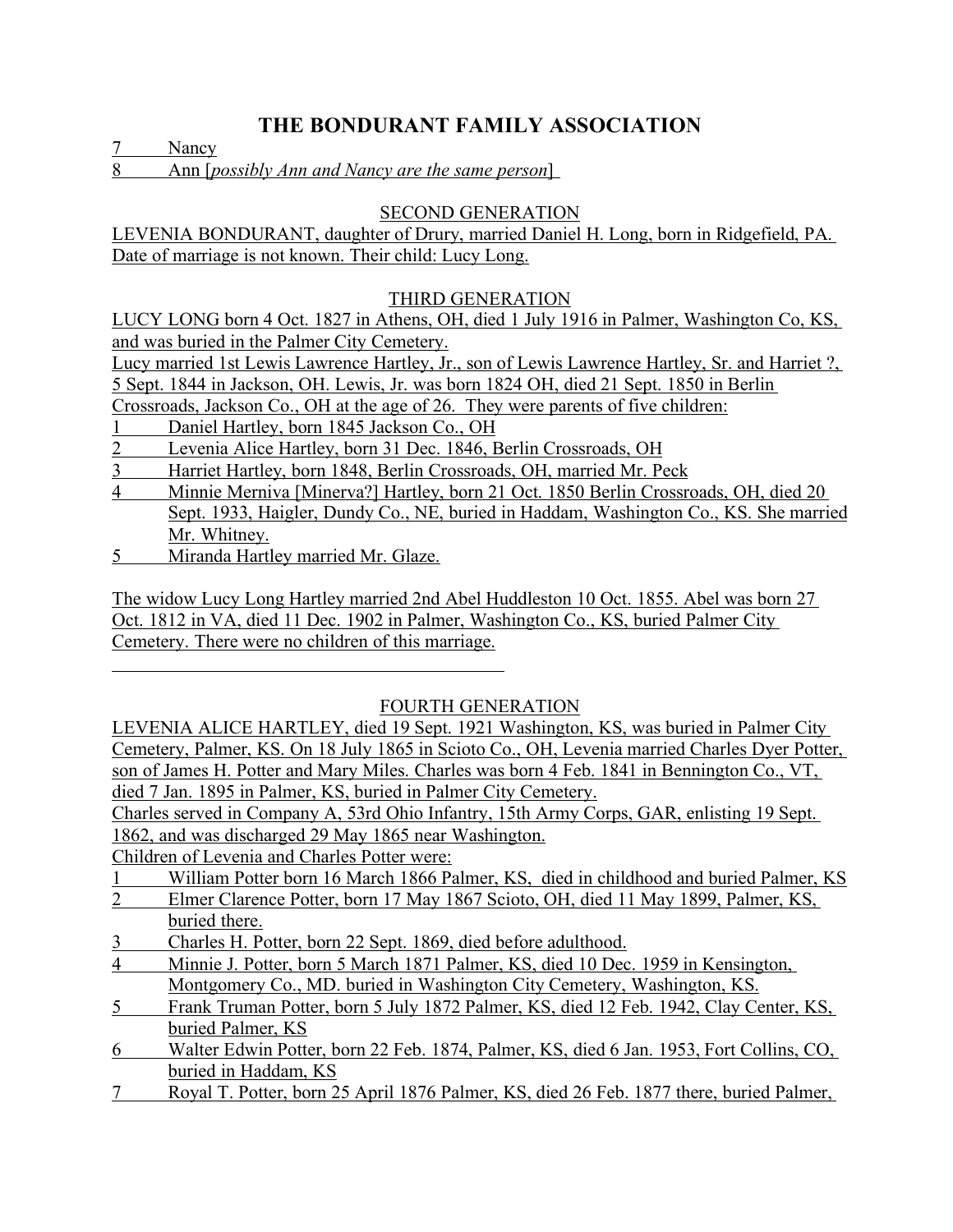# THE BONDURANT FAMILY ASSOCIATION

7 Nancy

8 Ann [*possibly Ann and Nancy are the same person*]

## SECOND GENERATION

LEVENIA BONDURANT, daughter of Drury, married Daniel H. Long, born in Ridgefield, PA. Date of marriage is not known. Their child: Lucy Long.

## THIRD GENERATION

LUCY LONG born 4 Oct. 1827 in Athens, OH, died 1 July 1916 in Palmer, Washington Co, KS, and was buried in the Palmer City Cemetery.

Lucy married 1st Lewis Lawrence Hartley, Jr., son of Lewis Lawrence Hartley, Sr. and Harriet ?, 5 Sept. 1844 in Jackson, OH. Lewis, Jr. was born 1824 OH, died 21 Sept. 1850 in Berlin Crossroads, Jackson Co., OH at the age of 26. They were parents of five children:

1 Daniel Hartley, born 1845 Jackson Co., OH

2 Levenia Alice Hartley, born 31 Dec. 1846, Berlin Crossroads, OH

3 Harriet Hartley, born 1848, Berlin Crossroads, OH, married Mr. Peck

4 Minnie Merniva [Minerva?] Hartley, born 21 Oct. 1850 Berlin Crossroads, OH, died 20 Sept. 1933, Haigler, Dundy Co., NE, buried in Haddam, Washington Co., KS. She married Mr. Whitney.

5 Miranda Hartley married Mr. Glaze.

The widow Lucy Long Hartley married 2nd Abel Huddleston 10 Oct. 1855. Abel was born 27 Oct. 1812 in VA, died 11 Dec. 1902 in Palmer, Washington Co., KS, buried Palmer City Cemetery. There were no children of this marriage.

---

## FOURTH GENERATION

LEVENIA ALICE HARTLEY, died 19 Sept. 1921 Washington, KS, was buried in Palmer City Cemetery, Palmer, KS. On 18 July 1865 in Scioto Co., OH, Levenia married Charles Dyer Potter, son of James H. Potter and Mary Miles. Charles was born 4 Feb. 1841 in Bennington Co., VT, died 7 Jan. 1895 in Palmer, KS, buried in Palmer City Cemetery.

Charles served in Company A, 53rd Ohio Infantry, 15th Army Corps, GAR, enlisting 19 Sept. 1862, and was discharged 29 May 1865 near Washington.

Children of Levenia and Charles Potter were:

1 William Potter born 16 March 1866 Palmer, KS, died in childhood and buried Palmer, KS

2 Elmer Clarence Potter, born 17 May 1867 Scioto, OH, died 11 May 1899, Palmer, KS, buried there.

3 Charles H. Potter, born 22 Sept. 1869, died before adulthood.

4 Minnie J. Potter, born 5 March 1871 Palmer, KS, died 10 Dec. 1959 in Kensington, Montgomery Co., MD. buried in Washington City Cemetery, Washington, KS.

5 Frank Truman Potter, born 5 July 1872 Palmer, KS, died 12 Feb. 1942, Clay Center, KS, buried Palmer, KS

6 Walter Edwin Potter, born 22 Feb. 1874, Palmer, KS, died 6 Jan. 1953, Fort Collins, CO, buried in Haddam, KS

7 Royal T. Potter, born 25 April 1876 Palmer, KS, died 26 Feb. 1877 there, buried Palmer,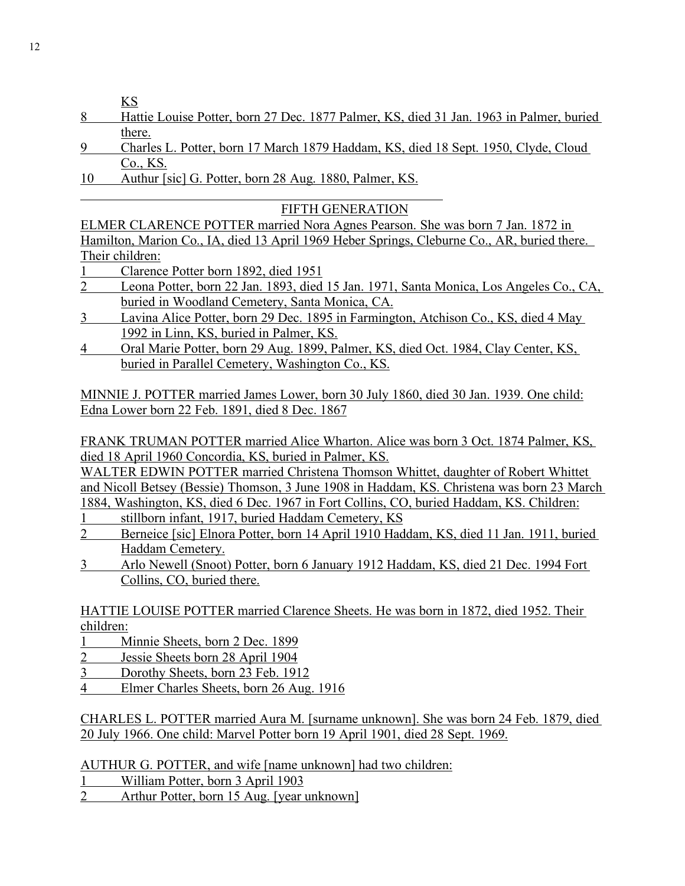KS

8 Hattie Louise Potter, born 27 Dec. 1877 Palmer, KS, died 31 Jan. 1963 in Palmer, buried there.

9 Charles L. Potter, born 17 March 1879 Haddam, KS, died 18 Sept. 1950, Clyde, Cloud Co., KS.

10 Authur [sic] G. Potter, born 28 Aug. 1880, Palmer, KS.

---

## FIFTH GENERATION

ELMER CLARENCE POTTER married Nora Agnes Pearson. She was born 7 Jan. 1872 in Hamilton, Marion Co., IA, died 13 April 1969 Heber Springs, Cleburne Co., AR, buried there. Their children:

1 Clarence Potter born 1892, died 1951

2 Leona Potter, born 22 Jan. 1893, died 15 Jan. 1971, Santa Monica, Los Angeles Co., CA, buried in Woodland Cemetery, Santa Monica, CA.

3 Lavina Alice Potter, born 29 Dec. 1895 in Farmington, Atchison Co., KS, died 4 May 1992 in Linn, KS, buried in Palmer, KS.

4 Oral Marie Potter, born 29 Aug. 1899, Palmer, KS, died Oct. 1984, Clay Center, KS, buried in Parallel Cemetery, Washington Co., KS.

MINNIE J. POTTER married James Lower, born 30 July 1860, died 30 Jan. 1939. One child: Edna Lower born 22 Feb. 1891, died 8 Dec. 1867

FRANK TRUMAN POTTER married Alice Wharton. Alice was born 3 Oct. 1874 Palmer, KS, died 18 April 1960 Concordia, KS, buried in Palmer, KS.

WALTER EDWIN POTTER married Christena Thomson Whittet, daughter of Robert Whittet and Nicoll Betsey (Bessie) Thomson, 3 June 1908 in Haddam, KS. Christena was born 23 March 1884, Washington, KS, died 6 Dec. 1967 in Fort Collins, CO, buried Haddam, KS. Children:

1 stillborn infant, 1917, buried Haddam Cemetery, KS

2 Berneice [sic] Elnora Potter, born 14 April 1910 Haddam, KS, died 11 Jan. 1911, buried Haddam Cemetery.

3 Arlo Newell (Snoot) Potter, born 6 January 1912 Haddam, KS, died 21 Dec. 1994 Fort Collins, CO, buried there.

HATTIE LOUISE POTTER married Clarence Sheets. He was born in 1872, died 1952. Their children:

1 Minnie Sheets, born 2 Dec. 1899

2 Jessie Sheets born 28 April 1904

3 Dorothy Sheets, born 23 Feb. 1912

4 Elmer Charles Sheets, born 26 Aug. 1916

CHARLES L. POTTER married Aura M. [surname unknown]. She was born 24 Feb. 1879, died 20 July 1966. One child: Marvel Potter born 19 April 1901, died 28 Sept. 1969.

AUTHUR G. POTTER, and wife [name unknown] had two children:

1 William Potter, born 3 April 1903

2 Arthur Potter, born 15 Aug. [year unknown]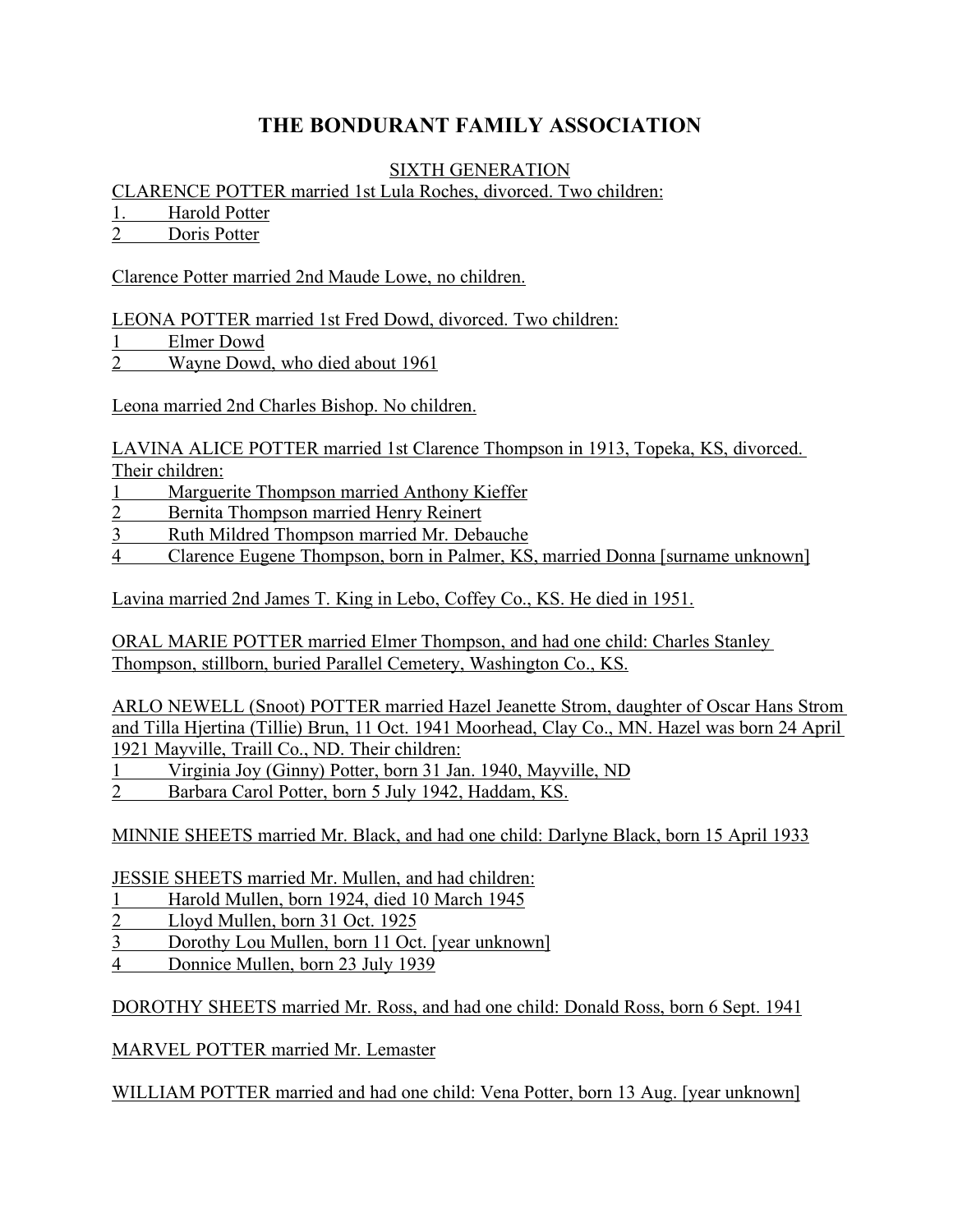# THE BONDURANT FAMILY ASSOCIATION

SIXTH GENERATION

CLARENCE POTTER married 1st Lula Roches, divorced. Two children:

1. Harold Potter
2. Doris Potter

Clarence Potter married 2nd Maude Lowe, no children.

LEONA POTTER married 1st Fred Dowd, divorced. Two children:

1. Elmer Dowd
2. Wayne Dowd, who died about 1961

Leona married 2nd Charles Bishop. No children.

LAVINA ALICE POTTER married 1st Clarence Thompson in 1913, Topeka, KS, divorced. Their children:

1. Marguerite Thompson married Anthony Kieffer
2. Bernita Thompson married Henry Reinert
3. Ruth Mildred Thompson married Mr. Debauche
4. Clarence Eugene Thompson, born in Palmer, KS, married Donna [surname unknown]

Lavina married 2nd James T. King in Lebo, Coffey Co., KS. He died in 1951.

ORAL MARIE POTTER married Elmer Thompson, and had one child: Charles Stanley Thompson, stillborn, buried Parallel Cemetery, Washington Co., KS.

ARLO NEWELL (Snoot) POTTER married Hazel Jeanette Strom, daughter of Oscar Hans Strom and Tilla Hjertina (Tillie) Brun, 11 Oct. 1941 Moorhead, Clay Co., MN. Hazel was born 24 April 1921 Mayville, Traill Co., ND. Their children:

1. Virginia Joy (Ginny) Potter, born 31 Jan. 1940, Mayville, ND
2. Barbara Carol Potter, born 5 July 1942, Haddam, KS.

MINNIE SHEETS married Mr. Black, and had one child: Darlyne Black, born 15 April 1933

JESSIE SHEETS married Mr. Mullen, and had children:

1. Harold Mullen, born 1924, died 10 March 1945
2. Lloyd Mullen, born 31 Oct. 1925
3. Dorothy Lou Mullen, born 11 Oct. [year unknown]
4. Donnice Mullen, born 23 July 1939

DOROTHY SHEETS married Mr. Ross, and had one child: Donald Ross, born 6 Sept. 1941

MARVEL POTTER married Mr. Lemaster

WILLIAM POTTER married and had one child: Vena Potter, born 13 Aug. [year unknown]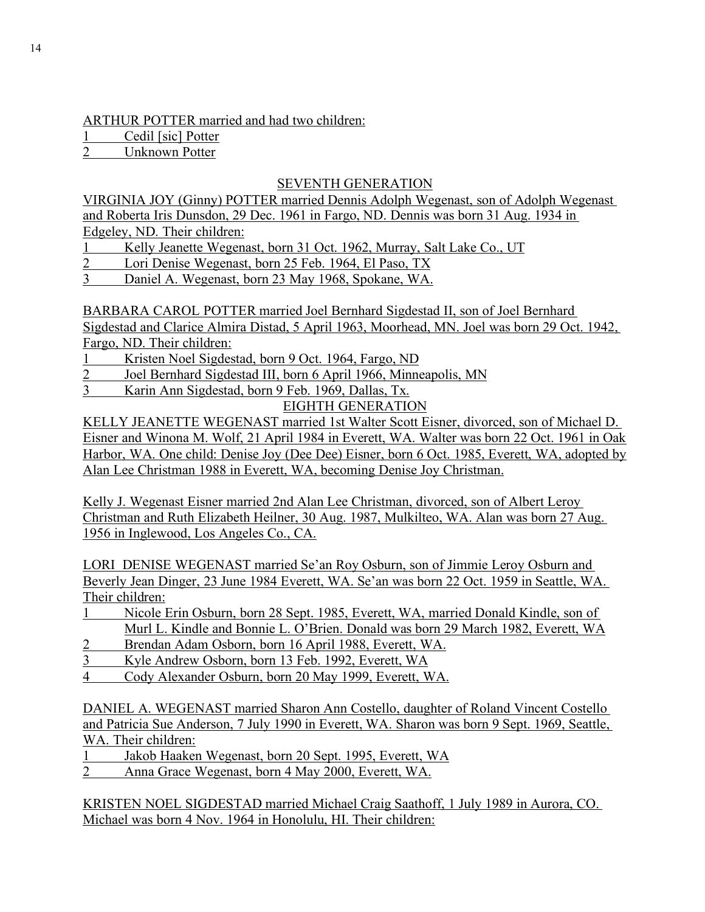ARTHUR POTTER married and had two children:

1 Cedil [sic] Potter
2 Unknown Potter

## SEVENTH GENERATION

VIRGINIA JOY (Ginny) POTTER married Dennis Adolph Wegenast, son of Adolph Wegenast and Roberta Iris Dunsdon, 29 Dec. 1961 in Fargo, ND. Dennis was born 31 Aug. 1934 in Edgeley, ND. Their children:

1 Kelly Jeanette Wegenast, born 31 Oct. 1962, Murray, Salt Lake Co., UT
2 Lori Denise Wegenast, born 25 Feb. 1964, El Paso, TX
3 Daniel A. Wegenast, born 23 May 1968, Spokane, WA.

BARBARA CAROL POTTER married Joel Bernhard Sigdestad II, son of Joel Bernhard Sigdestad and Clarice Almira Distad, 5 April 1963, Moorhead, MN. Joel was born 29 Oct. 1942, Fargo, ND. Their children:

1 Kristen Noel Sigdestad, born 9 Oct. 1964, Fargo, ND
2 Joel Bernhard Sigdestad III, born 6 April 1966, Minneapolis, MN
3 Karin Ann Sigdestad, born 9 Feb. 1969, Dallas, Tx.

## EIGHTH GENERATION

KELLY JEANETTE WEGENAST married 1st Walter Scott Eisner, divorced, son of Michael D. Eisner and Winona M. Wolf, 21 April 1984 in Everett, WA. Walter was born 22 Oct. 1961 in Oak Harbor, WA. One child: Denise Joy (Dee Dee) Eisner, born 6 Oct. 1985, Everett, WA, adopted by Alan Lee Christman 1988 in Everett, WA, becoming Denise Joy Christman.

Kelly J. Wegenast Eisner married 2nd Alan Lee Christman, divorced, son of Albert Leroy Christman and Ruth Elizabeth Heilner, 30 Aug. 1987, Mulkilteo, WA. Alan was born 27 Aug. 1956 in Inglewood, Los Angeles Co., CA.

LORI DENISE WEGENAST married Se'an Roy Osburn, son of Jimmie Leroy Osburn and Beverly Jean Dinger, 23 June 1984 Everett, WA. Se'an was born 22 Oct. 1959 in Seattle, WA. Their children:

1 Nicole Erin Osburn, born 28 Sept. 1985, Everett, WA, married Donald Kindle, son of Murl L. Kindle and Bonnie L. O'Brien. Donald was born 29 March 1982, Everett, WA
2 Brendan Adam Osborn, born 16 April 1988, Everett, WA.
3 Kyle Andrew Osborn, born 13 Feb. 1992, Everett, WA
4 Cody Alexander Osburn, born 20 May 1999, Everett, WA.

DANIEL A. WEGENAST married Sharon Ann Costello, daughter of Roland Vincent Costello and Patricia Sue Anderson, 7 July 1990 in Everett, WA. Sharon was born 9 Sept. 1969, Seattle, WA. Their children:

1 Jakob Haaken Wegenast, born 20 Sept. 1995, Everett, WA
2 Anna Grace Wegenast, born 4 May 2000, Everett, WA.

KRISTEN NOEL SIGDESTAD married Michael Craig Saathoff, 1 July 1989 in Aurora, CO. Michael was born 4 Nov. 1964 in Honolulu, HI. Their children: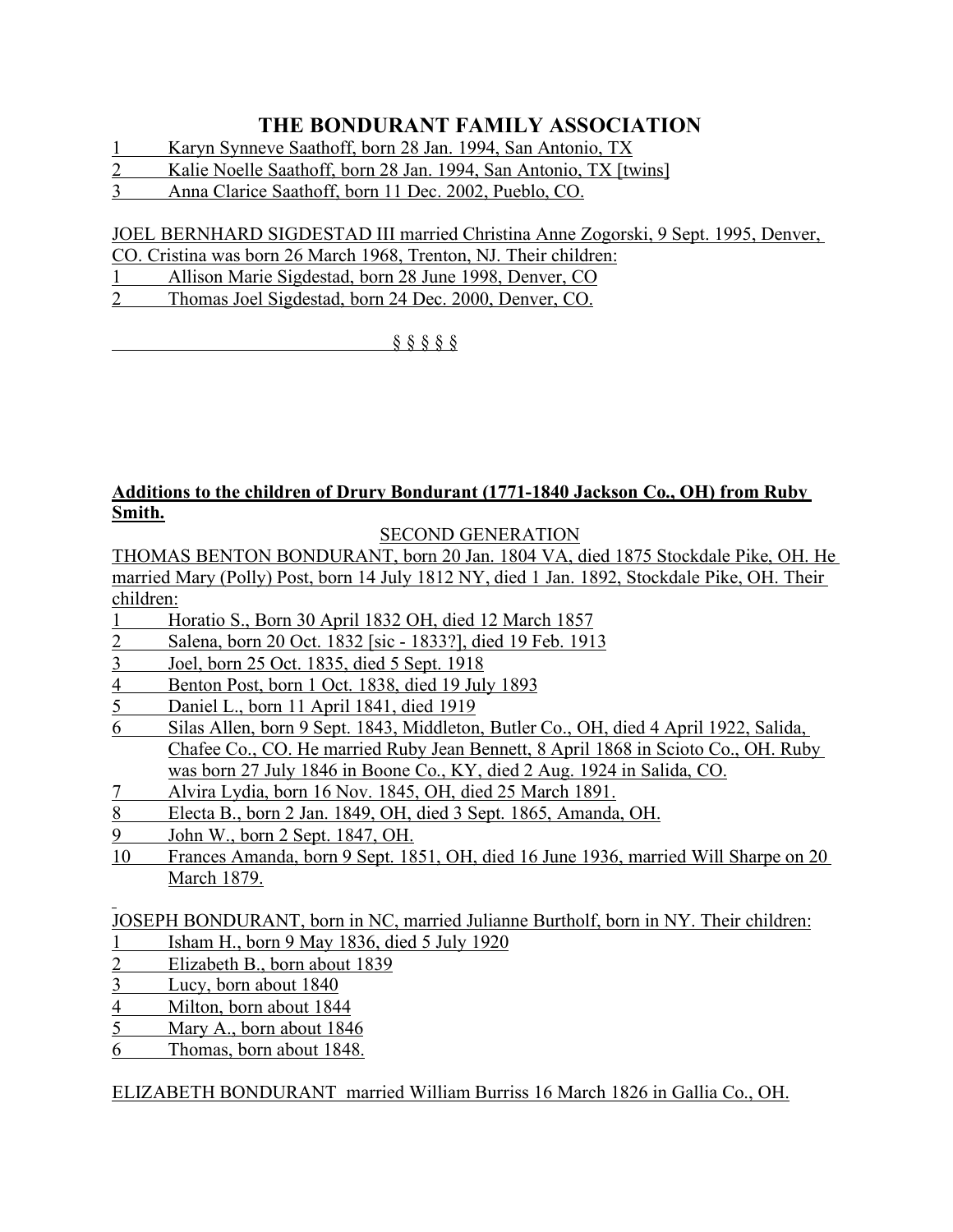# THE BONDURANT FAMILY ASSOCIATION

1 Karyn Synneve Saathoff, born 28 Jan. 1994, San Antonio, TX
2 Kalie Noelle Saathoff, born 28 Jan. 1994, San Antonio, TX [twins]
3 Anna Clarice Saathoff, born 11 Dec. 2002, Pueblo, CO.

JOEL BERNHARD SIGDESTAD III married Christina Anne Zogorski, 9 Sept. 1995, Denver, CO. Cristina was born 26 March 1968, Trenton, NJ. Their children:
1 Allison Marie Sigdestad, born 28 June 1998, Denver, CO
2 Thomas Joel Sigdestad, born 24 Dec. 2000, Denver, CO.

§ § § § §

**Additions to the children of Drury Bondurant (1771-1840 Jackson Co., OH) from Ruby Smith.**

SECOND GENERATION

THOMAS BENTON BONDURANT, born 20 Jan. 1804 VA, died 1875 Stockdale Pike, OH. He married Mary (Polly) Post, born 14 July 1812 NY, died 1 Jan. 1892, Stockdale Pike, OH. Their children:
1 Horatio S., Born 30 April 1832 OH, died 12 March 1857
2 Salena, born 20 Oct. 1832 [sic - 1833?], died 19 Feb. 1913
3 Joel, born 25 Oct. 1835, died 5 Sept. 1918
4 Benton Post, born 1 Oct. 1838, died 19 July 1893
5 Daniel L., born 11 April 1841, died 1919
6 Silas Allen, born 9 Sept. 1843, Middleton, Butler Co., OH, died 4 April 1922, Salida, Chafee Co., CO. He married Ruby Jean Bennett, 8 April 1868 in Scioto Co., OH. Ruby was born 27 July 1846 in Boone Co., KY, died 2 Aug. 1924 in Salida, CO.
7 Alvira Lydia, born 16 Nov. 1845, OH, died 25 March 1891.
8 Electa B., born 2 Jan. 1849, OH, died 3 Sept. 1865, Amanda, OH.
9 John W., born 2 Sept. 1847, OH.
10 Frances Amanda, born 9 Sept. 1851, OH, died 16 June 1936, married Will Sharpe on 20 March 1879.

JOSEPH BONDURANT, born in NC, married Julianne Burtholf, born in NY. Their children:
1 Isham H., born 9 May 1836, died 5 July 1920
2 Elizabeth B., born about 1839
3 Lucy, born about 1840
4 Milton, born about 1844
5 Mary A., born about 1846
6 Thomas, born about 1848.

ELIZABETH BONDURANT married William Burriss 16 March 1826 in Gallia Co., OH.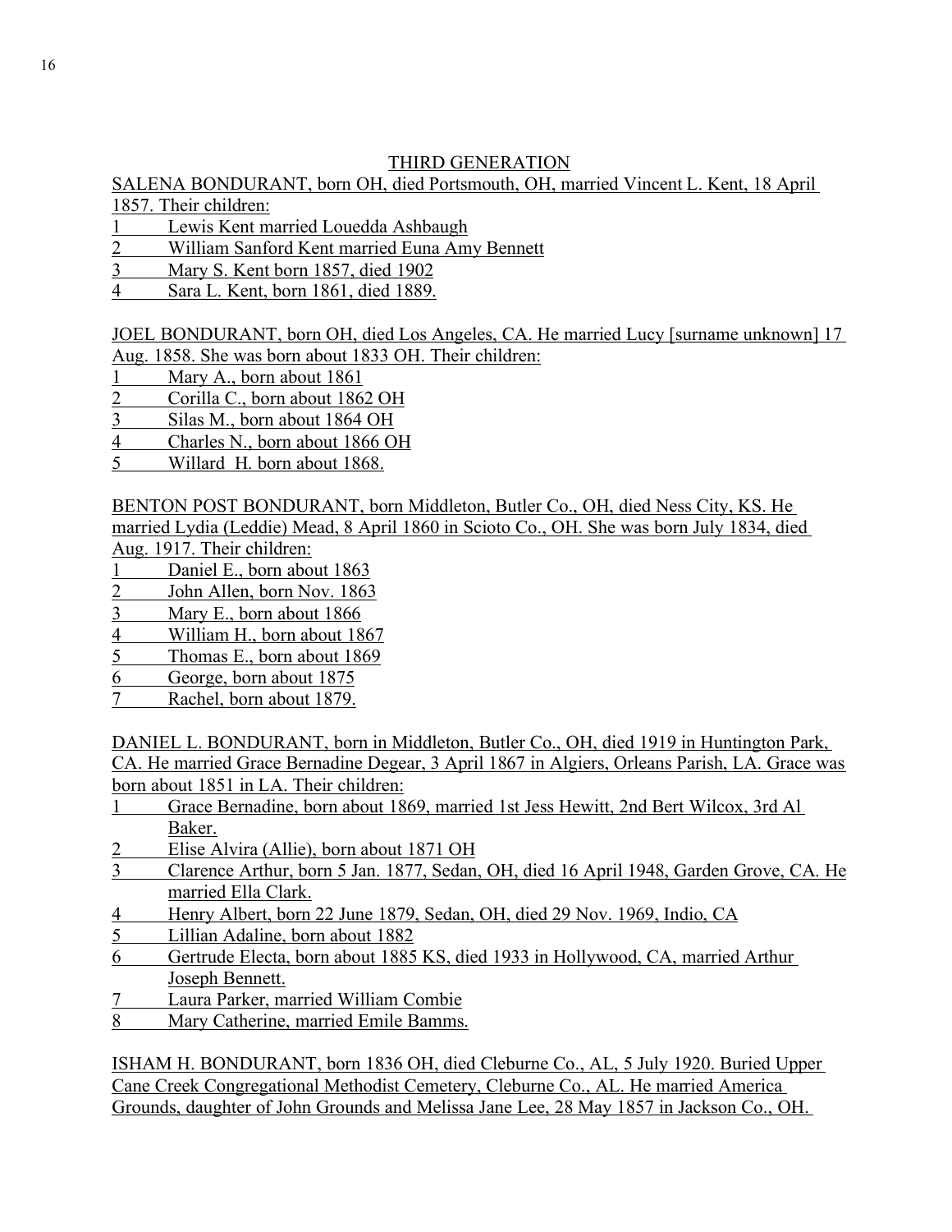## THIRD GENERATION

SALENA BONDURANT, born OH, died Portsmouth, OH, married Vincent L. Kent, 18 April 1857. Their children:

1 Lewis Kent married Louedda Ashbaugh
2 William Sanford Kent married Euna Amy Bennett
3 Mary S. Kent born 1857, died 1902
4 Sara L. Kent, born 1861, died 1889.

JOEL BONDURANT, born OH, died Los Angeles, CA. He married Lucy [surname unknown] 17 Aug. 1858. She was born about 1833 OH. Their children:

1 Mary A., born about 1861
2 Corilla C., born about 1862 OH
3 Silas M., born about 1864 OH
4 Charles N., born about 1866 OH
5 Willard H. born about 1868.

BENTON POST BONDURANT, born Middleton, Butler Co., OH, died Ness City, KS. He married Lydia (Leddie) Mead, 8 April 1860 in Scioto Co., OH. She was born July 1834, died Aug. 1917. Their children:

1 Daniel E., born about 1863
2 John Allen, born Nov. 1863
3 Mary E., born about 1866
4 William H., born about 1867
5 Thomas E., born about 1869
6 George, born about 1875
7 Rachel, born about 1879.

DANIEL L. BONDURANT, born in Middleton, Butler Co., OH, died 1919 in Huntington Park, CA. He married Grace Bernadine Degear, 3 April 1867 in Algiers, Orleans Parish, LA. Grace was born about 1851 in LA. Their children:

1 Grace Bernadine, born about 1869, married 1st Jess Hewitt, 2nd Bert Wilcox, 3rd Al Baker.
2 Elise Alvira (Allie), born about 1871 OH
3 Clarence Arthur, born 5 Jan. 1877, Sedan, OH, died 16 April 1948, Garden Grove, CA. He married Ella Clark.
4 Henry Albert, born 22 June 1879, Sedan, OH, died 29 Nov. 1969, Indio, CA
5 Lillian Adaline, born about 1882
6 Gertrude Electa, born about 1885 KS, died 1933 in Hollywood, CA, married Arthur Joseph Bennett.
7 Laura Parker, married William Combie
8 Mary Catherine, married Emile Bamms.

ISHAM H. BONDURANT, born 1836 OH, died Cleburne Co., AL, 5 July 1920. Buried Upper Cane Creek Congregational Methodist Cemetery, Cleburne Co., AL. He married America Grounds, daughter of John Grounds and Melissa Jane Lee, 28 May 1857 in Jackson Co., OH.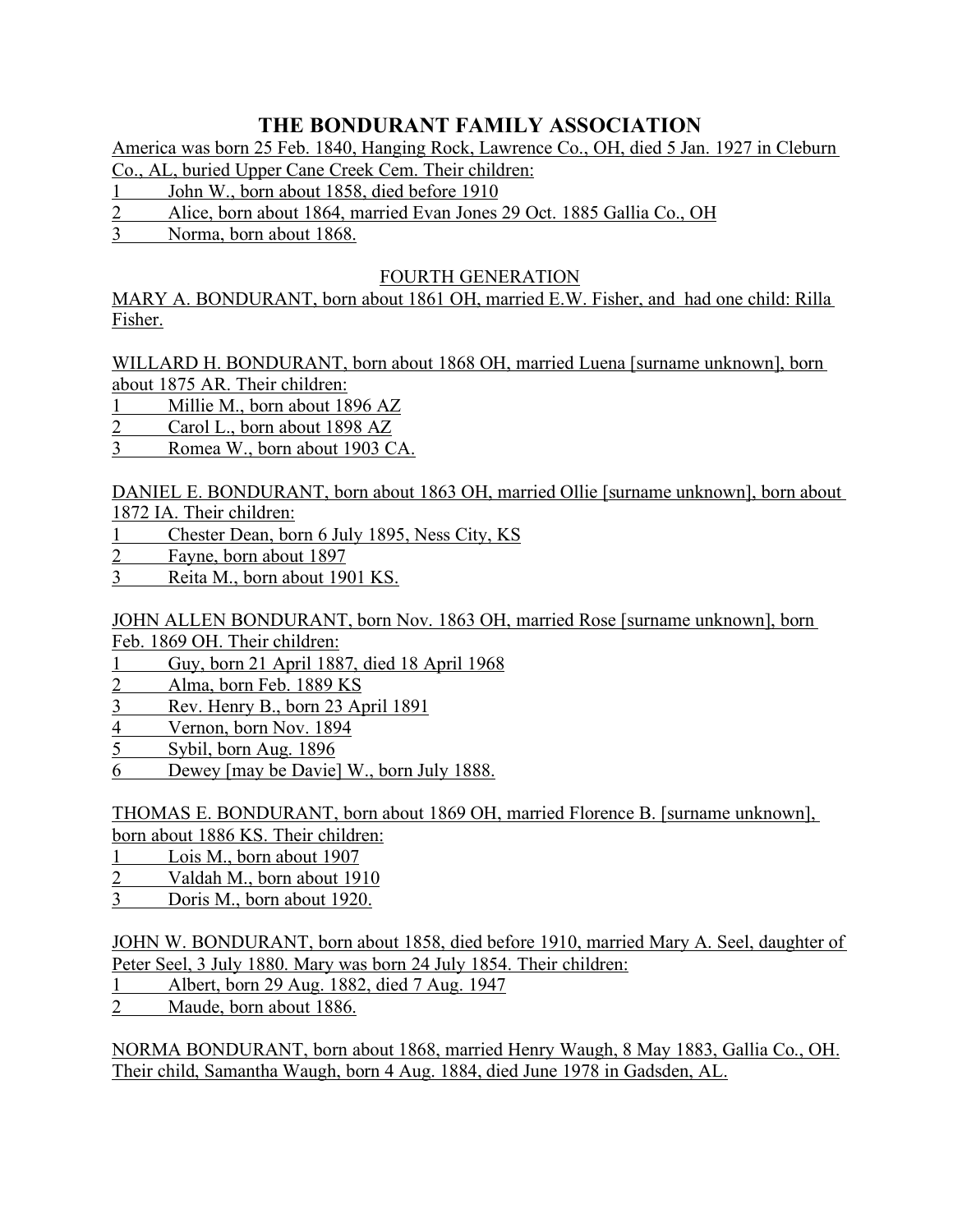# THE BONDURANT FAMILY ASSOCIATION

America was born 25 Feb. 1840, Hanging Rock, Lawrence Co., OH, died 5 Jan. 1927 in Cleburn Co., AL, buried Upper Cane Creek Cem. Their children:

1. John W., born about 1858, died before 1910
2. Alice, born about 1864, married Evan Jones 29 Oct. 1885 Gallia Co., OH
3. Norma, born about 1868.

FOURTH GENERATION

MARY A. BONDURANT, born about 1861 OH, married E.W. Fisher, and had one child: Rilla Fisher.

WILLARD H. BONDURANT, born about 1868 OH, married Luena [surname unknown], born about 1875 AR. Their children:

1. Millie M., born about 1896 AZ
2. Carol L., born about 1898 AZ
3. Romea W., born about 1903 CA.

DANIEL E. BONDURANT, born about 1863 OH, married Ollie [surname unknown], born about 1872 IA. Their children:

1. Chester Dean, born 6 July 1895, Ness City, KS
2. Fayne, born about 1897
3. Reita M., born about 1901 KS.

JOHN ALLEN BONDURANT, born Nov. 1863 OH, married Rose [surname unknown], born Feb. 1869 OH. Their children:

1. Guy, born 21 April 1887, died 18 April 1968
2. Alma, born Feb. 1889 KS
3. Rev. Henry B., born 23 April 1891
4. Vernon, born Nov. 1894
5. Sybil, born Aug. 1896
6. Dewey [may be Davie] W., born July 1888.

THOMAS E. BONDURANT, born about 1869 OH, married Florence B. [surname unknown], born about 1886 KS. Their children:

1. Lois M., born about 1907
2. Valdah M., born about 1910
3. Doris M., born about 1920.

JOHN W. BONDURANT, born about 1858, died before 1910, married Mary A. Seel, daughter of Peter Seel, 3 July 1880. Mary was born 24 July 1854. Their children:

1. Albert, born 29 Aug. 1882, died 7 Aug. 1947
2. Maude, born about 1886.

NORMA BONDURANT, born about 1868, married Henry Waugh, 8 May 1883, Gallia Co., OH. Their child, Samantha Waugh, born 4 Aug. 1884, died June 1978 in Gadsden, AL.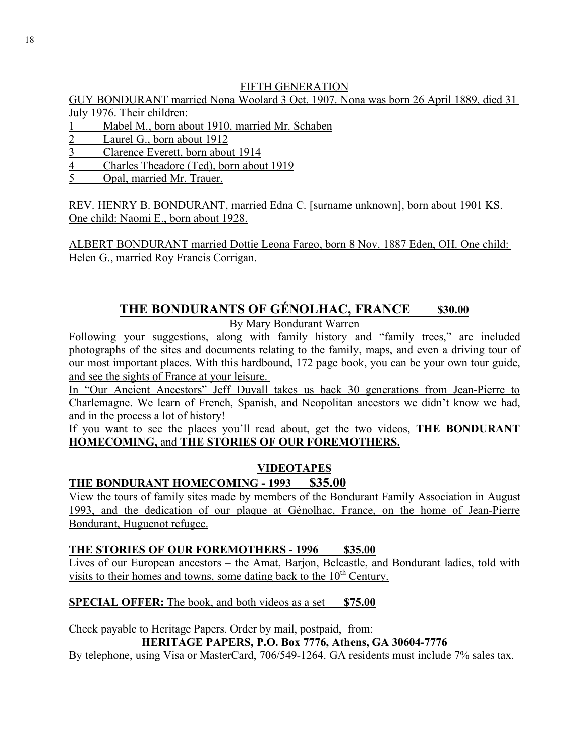## FIFTH GENERATION

GUY BONDURANT married Nona Woolard 3 Oct. 1907. Nona was born 26 April 1889, died 31 July 1976. Their children:

1. Mabel M., born about 1910, married Mr. Schaben
2. Laurel G., born about 1912
3. Clarence Everett, born about 1914
4. Charles Theadore (Ted), born about 1919
5. Opal, married Mr. Trauer.

REV. HENRY B. BONDURANT, married Edna C. [surname unknown], born about 1901 KS. One child: Naomi E., born about 1928.

ALBERT BONDURANT married Dottie Leona Fargo, born 8 Nov. 1887 Eden, OH. One child: Helen G., married Roy Francis Corrigan.

---

# THE BONDURANTS OF GÉNOLHAC, FRANCE $30.00

By Mary Bondurant Warren

Following your suggestions, along with family history and "family trees," are included photographs of the sites and documents relating to the family, maps, and even a driving tour of our most important places. With this hardbound, 172 page book, you can be your own tour guide, and see the sights of France at your leisure.

In "Our Ancient Ancestors" Jeff Duvall takes us back 30 generations from Jean-Pierre to Charlemagne. We learn of French, Spanish, and Neopolitan ancestors we didn't know we had, and in the process a lot of history!

If you want to see the places you'll read about, get the two videos, **THE BONDURANT HOMECOMING,** and **THE STORIES OF OUR FOREMOTHERS.**

## VIDEOTAPES

**THE BONDURANT HOMECOMING - 1993 $35.00**

View the tours of family sites made by members of the Bondurant Family Association in August 1993, and the dedication of our plaque at Génolhac, France, on the home of Jean-Pierre Bondurant, Huguenot refugee.

**THE STORIES OF OUR FOREMOTHERS - 1996 $35.00**

Lives of our European ancestors – the Amat, Barjon, Belcastle, and Bondurant ladies, told with visits to their homes and towns, some dating back to the 10th Century.

**SPECIAL OFFER:** The book, and both videos as a set **$75.00**

Check payable to Heritage Papers. Order by mail, postpaid, from:

**HERITAGE PAPERS, P.O. Box 7776, Athens, GA 30604-7776**

By telephone, using Visa or MasterCard, 706/549-1264. GA residents must include 7% sales tax.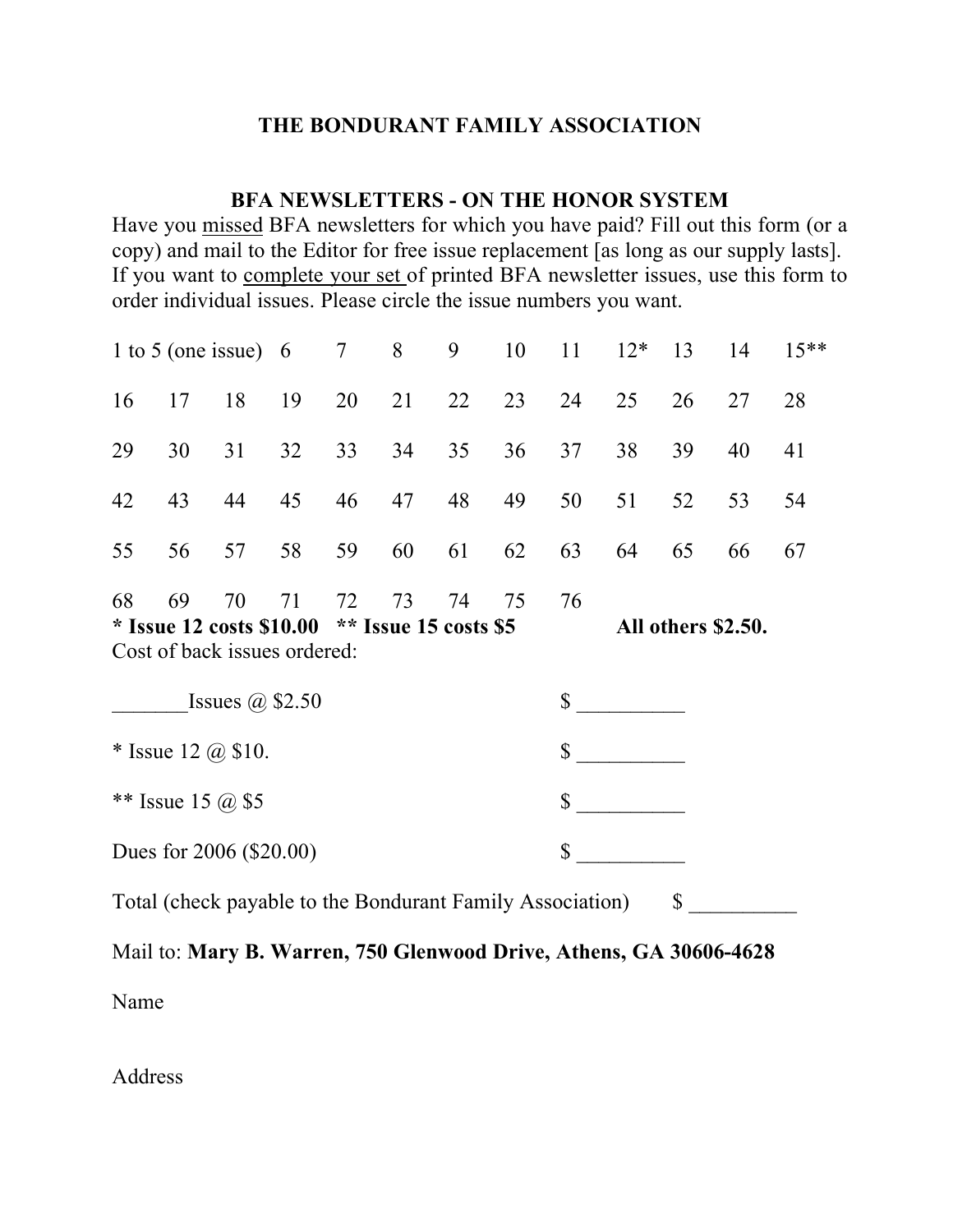# THE BONDURANT FAMILY ASSOCIATION

## BFA NEWSLETTERS - ON THE HONOR SYSTEM

Have you missed BFA newsletters for which you have paid? Fill out this form (or a copy) and mail to the Editor for free issue replacement [as long as our supply lasts]. If you want to complete your set of printed BFA newsletter issues, use this form to order individual issues. Please circle the issue numbers you want.

| 1 to 5 (one issue) | 6 | 7 | 8 | 9 | 10 | 11 | 12* | 13 | 14 | 15** |
|---|---|---|---|---|---|---|---|---|---|---|

| 16 | 17 | 18 | 19 | 20 | 21 | 22 | 23 | 24 | 25 | 26 | 27 | 28 |
|---|---|---|---|---|---|---|---|---|---|---|---|---|
| 29 | 30 | 31 | 32 | 33 | 34 | 35 | 36 | 37 | 38 | 39 | 40 | 41 |
| 42 | 43 | 44 | 45 | 46 | 47 | 48 | 49 | 50 | 51 | 52 | 53 | 54 |
| 55 | 56 | 57 | 58 | 59 | 60 | 61 | 62 | 63 | 64 | 65 | 66 | 67 |
| 68 | 69 | 70 | 71 | 72 | 73 | 74 | 75 | 76 | | | | |

**\* Issue 12 costs $10.00 \*\* Issue 15 costs $5 All others $2.50.**

Cost of back issues ordered:

_______Issues @ $2.50 $ __________

* Issue 12 @ $10. $ __________

** Issue 15 @ $5 $ __________

Dues for 2006 ($20.00) $ __________

Total (check payable to the Bondurant Family Association) $ __________

Mail to: **Mary B. Warren, 750 Glenwood Drive, Athens, GA 30606-4628**

Name

Address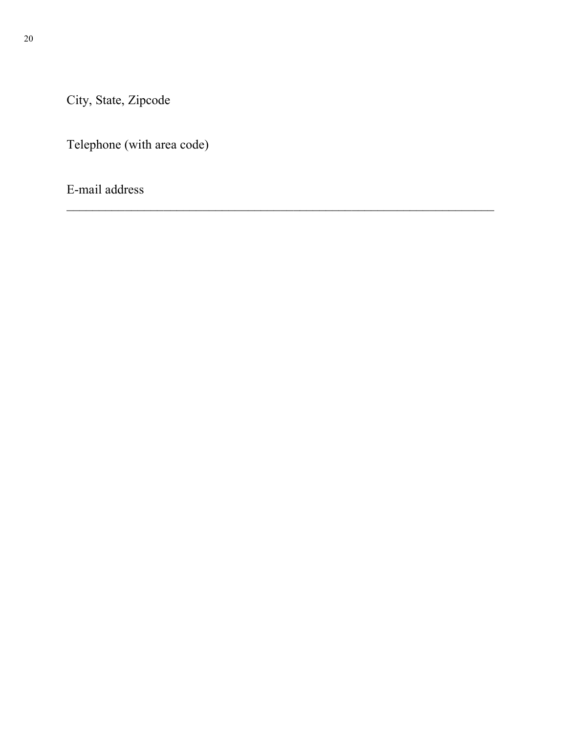City, State, Zipcode

Telephone (with area code)

E-mail address

_______________________________________________________________________